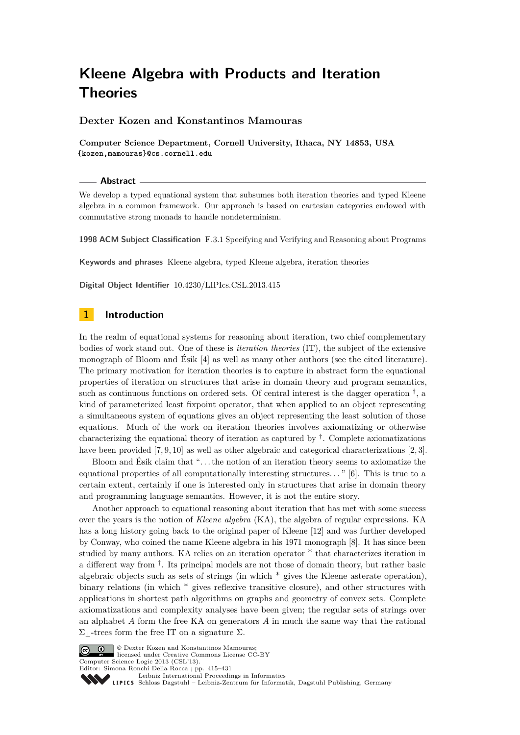# Kleene Algebra with Products and Iteration Theories

**Dexter Kozen and Konstantinos Mamouras**

**Computer Science Department, Cornell University, Ithaca, NY 14853, USA**
{kozen,mamouras}@cs.cornell.edu

## Abstract

We develop a typed equational system that subsumes both iteration theories and typed Kleene algebra in a common framework. Our approach is based on cartesian categories endowed with commutative strong monads to handle nondeterminism.

**1998 ACM Subject Classification** F.3.1 Specifying and Verifying and Reasoning about Programs

**Keywords and phrases** Kleene algebra, typed Kleene algebra, iteration theories

**Digital Object Identifier** 10.4230/LIPIcs.CSL.2013.415

## 1 Introduction

In the realm of equational systems for reasoning about iteration, two chief complementary bodies of work stand out. One of these is *iteration theories* (IT), the subject of the extensive monograph of Bloom and Ésik [4] as well as many other authors (see the cited literature). The primary motivation for iteration theories is to capture in abstract form the equational properties of iteration on structures that arise in domain theory and program semantics, such as continuous functions on ordered sets. Of central interest is the dagger operation $^\dagger$, a kind of parameterized least fixpoint operator, that when applied to an object representing a simultaneous system of equations gives an object representing the least solution of those equations. Much of the work on iteration theories involves axiomatizing or otherwise characterizing the equational theory of iteration as captured by $^\dagger$. Complete axiomatizations have been provided [7, 9, 10] as well as other algebraic and categorical characterizations [2, 3].

Bloom and Ésik claim that "…the notion of an iteration theory seems to axiomatize the equational properties of all computationally interesting structures…" [6]. This is true to a certain extent, certainly if one is interested only in structures that arise in domain theory and programming language semantics. However, it is not the entire story.

Another approach to equational reasoning about iteration that has met with some success over the years is the notion of *Kleene algebra* (KA), the algebra of regular expressions. KA has a long history going back to the original paper of Kleene [12] and was further developed by Conway, who coined the name Kleene algebra in his 1971 monograph [8]. It has since been studied by many authors. KA relies on an iteration operator $^*$ that characterizes iteration in a different way from $^\dagger$. Its principal models are not those of domain theory, but rather basic algebraic objects such as sets of strings (in which $^*$ gives the Kleene asterate operation), binary relations (in which $^*$ gives reflexive transitive closure), and other structures with applications in shortest path algorithms on graphs and geometry of convex sets. Complete axiomatizations and complexity analyses have been given; the regular sets of strings over an alphabet $A$ form the free KA on generators $A$ in much the same way that the rational $\Sigma_\perp$-trees form the free IT on a signature $\Sigma$.

© Dexter Kozen and Konstantinos Mamouras;
licensed under Creative Commons License CC-BY
Computer Science Logic 2013 (CSL'13).
Editor: Simona Ronchi Della Rocca ; pp. 415–431
Leibniz International Proceedings in Informatics
Schloss Dagstuhl – Leibniz-Zentrum für Informatik, Dagstuhl Publishing, Germany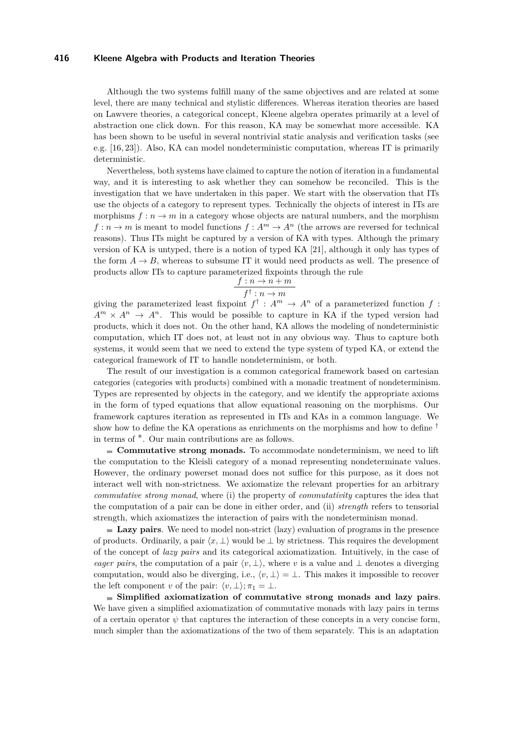Although the two systems fulfill many of the same objectives and are related at some level, there are many technical and stylistic differences. Whereas iteration theories are based on Lawvere theories, a categorical concept, Kleene algebra operates primarily at a level of abstraction one click down. For this reason, KA may be somewhat more accessible. KA has been shown to be useful in several nontrivial static analysis and verification tasks (see e.g. [16, 23]). Also, KA can model nondeterministic computation, whereas IT is primarily deterministic.

Nevertheless, both systems have claimed to capture the notion of iteration in a fundamental way, and it is interesting to ask whether they can somehow be reconciled. This is the investigation that we have undertaken in this paper. We start with the observation that ITs use the objects of a category to represent types. Technically the objects of interest in ITs are morphisms $f : n \to m$ in a category whose objects are natural numbers, and the morphism $f : n \to m$ is meant to model functions $f : A^m \to A^n$ (the arrows are reversed for technical reasons). Thus ITs might be captured by a version of KA with types. Although the primary version of KA is untyped, there is a notion of typed KA [21], although it only has types of the form $A \to B$, whereas to subsume IT it would need products as well. The presence of products allow ITs to capture parameterized fixpoints through the rule

$$\frac{f : n \to n + m}{f^\dagger : n \to m}$$

giving the parameterized least fixpoint $f^\dagger : A^m \to A^n$ of a parameterized function $f : A^m \times A^n \to A^n$. This would be possible to capture in KA if the typed version had products, which it does not. On the other hand, KA allows the modeling of nondeterministic computation, which IT does not, at least not in any obvious way. Thus to capture both systems, it would seem that we need to extend the type system of typed KA, or extend the categorical framework of IT to handle nondeterminism, or both.

The result of our investigation is a common categorical framework based on cartesian categories (categories with products) combined with a monadic treatment of nondeterminism. Types are represented by objects in the category, and we identify the appropriate axioms in the form of typed equations that allow equational reasoning on the morphisms. Our framework captures iteration as represented in ITs and KAs in a common language. We show how to define the KA operations as enrichments on the morphisms and how to define $^\dagger$ in terms of $^*$. Our main contributions are as follows.

- **Commutative strong monads.** To accommodate nondeterminism, we need to lift the computation to the Kleisli category of a monad representing nondeterminate values. However, the ordinary powerset monad does not suffice for this purpose, as it does not interact well with non-strictness. We axiomatize the relevant properties for an arbitrary *commutative strong monad*, where (i) the property of *commutativity* captures the idea that the computation of a pair can be done in either order, and (ii) *strength* refers to tensorial strength, which axiomatizes the interaction of pairs with the nondeterminism monad.
- **Lazy pairs**. We need to model non-strict (lazy) evaluation of programs in the presence of products. Ordinarily, a pair $\langle x, \bot \rangle$ would be $\bot$ by strictness. This requires the development of the concept of *lazy pairs* and its categorical axiomatization. Intuitively, in the case of *eager pairs*, the computation of a pair $\langle v, \bot \rangle$, where $v$ is a value and $\bot$ denotes a diverging computation, would also be diverging, i.e., $\langle v, \bot \rangle = \bot$. This makes it impossible to recover the left component $v$ of the pair: $\langle v, \bot \rangle ; \pi_1 = \bot$.
- **Simplified axiomatization of commutative strong monads and lazy pairs**. We have given a simplified axiomatization of commutative monads with lazy pairs in terms of a certain operator $\psi$ that captures the interaction of these concepts in a very concise form, much simpler than the axiomatizations of the two of them separately. This is an adaptation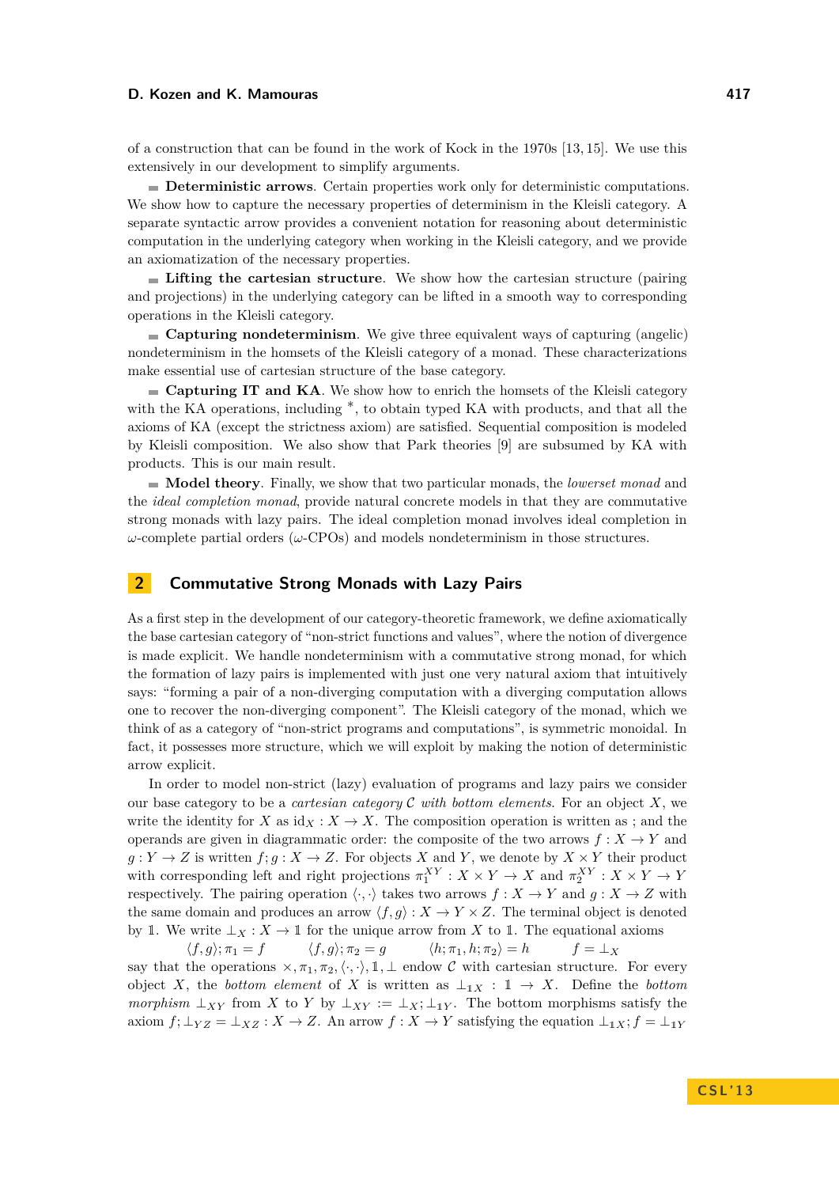of a construction that can be found in the work of Kock in the 1970s [13, 15]. We use this extensively in our development to simplify arguments.

- **Deterministic arrows**. Certain properties work only for deterministic computations. We show how to capture the necessary properties of determinism in the Kleisli category. A separate syntactic arrow provides a convenient notation for reasoning about deterministic computation in the underlying category when working in the Kleisli category, and we provide an axiomatization of the necessary properties.
- **Lifting the cartesian structure**. We show how the cartesian structure (pairing and projections) in the underlying category can be lifted in a smooth way to corresponding operations in the Kleisli category.
- **Capturing nondeterminism**. We give three equivalent ways of capturing (angelic) nondeterminism in the homsets of the Kleisli category of a monad. These characterizations make essential use of cartesian structure of the base category.
- **Capturing IT and KA**. We show how to enrich the homsets of the Kleisli category with the KA operations, including $^*$, to obtain typed KA with products, and that all the axioms of KA (except the strictness axiom) are satisfied. Sequential composition is modeled by Kleisli composition. We also show that Park theories [9] are subsumed by KA with products. This is our main result.
- **Model theory**. Finally, we show that two particular monads, the *lowerset monad* and the *ideal completion monad*, provide natural concrete models in that they are commutative strong monads with lazy pairs. The ideal completion monad involves ideal completion in $\omega$-complete partial orders ($\omega$-CPOs) and models nondeterminism in those structures.

## 2 Commutative Strong Monads with Lazy Pairs

As a first step in the development of our category-theoretic framework, we define axiomatically the base cartesian category of "non-strict functions and values", where the notion of divergence is made explicit. We handle nondeterminism with a commutative strong monad, for which the formation of lazy pairs is implemented with just one very natural axiom that intuitively says: "forming a pair of a non-diverging computation with a diverging computation allows one to recover the non-diverging component". The Kleisli category of the monad, which we think of as a category of "non-strict programs and computations", is symmetric monoidal. In fact, it possesses more structure, which we will exploit by making the notion of deterministic arrow explicit.

In order to model non-strict (lazy) evaluation of programs and lazy pairs we consider our base category to be a *cartesian category $\mathcal{C}$ with bottom elements*. For an object $X$, we write the identity for $X$ as $\mathrm{id}_X : X \to X$. The composition operation is written as ; and the operands are given in diagrammatic order: the composite of the two arrows $f : X \to Y$ and $g : Y \to Z$ is written $f;g : X \to Z$. For objects $X$ and $Y$, we denote by $X \times Y$ their product with corresponding left and right projections $\pi_1^{XY} : X \times Y \to X$ and $\pi_2^{XY} : X \times Y \to Y$ respectively. The pairing operation $\langle\cdot,\cdot\rangle$ takes two arrows $f : X \to Y$ and $g : X \to Z$ with the same domain and produces an arrow $\langle f, g\rangle : X \to Y \times Z$. The terminal object is denoted by $\mathbb{1}$. We write $\bot_X : X \to \mathbb{1}$ for the unique arrow from $X$ to $\mathbb{1}$. The equational axioms

$$\langle f,g\rangle;\pi_1 = f \qquad \langle f,g\rangle;\pi_2 = g \qquad \langle h;\pi_1, h;\pi_2\rangle = h \qquad f = \bot_X$$

say that the operations $\times, \pi_1, \pi_2, \langle\cdot,\cdot\rangle, \mathbb{1}, \bot$ endow $\mathcal{C}$ with cartesian structure. For every object $X$, the *bottom element* of $X$ is written as $\bot_{\mathbb{1}X} : \mathbb{1} \to X$. Define the *bottom morphism* $\bot_{XY}$ from $X$ to $Y$ by $\bot_{XY} := \bot_X;\bot_{\mathbb{1}Y}$. The bottom morphisms satisfy the axiom $f;\bot_{YZ} = \bot_{XZ} : X \to Z$. An arrow $f : X \to Y$ satisfying the equation $\bot_{\mathbb{1}X};f = \bot_{\mathbb{1}Y}$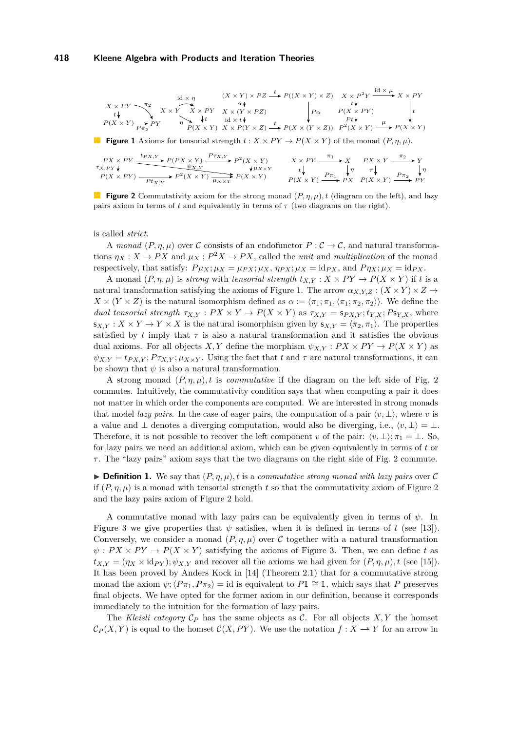**Figure 1** Axioms for tensorial strength $t : X \times PY \to P(X \times Y)$ of the monad $(P, \eta, \mu)$.

**Figure 2** Commutativity axiom for the strong monad $(P, \eta, \mu), t$ (diagram on the left), and lazy pairs axiom in terms of $t$ and equivalently in terms of $\tau$ (two diagrams on the right).

is called *strict*.

A *monad* $(P, \eta, \mu)$ over $\mathcal{C}$ consists of an endofunctor $P : \mathcal{C} \to \mathcal{C}$, and natural transformations $\eta_X : X \to PX$ and $\mu_X : P^2X \to PX$, called the *unit* and *multiplication* of the monad respectively, that satisfy: $P\mu_X; \mu_X = \mu_{PX}; \mu_X$, $\eta_{PX}; \mu_X = \mathrm{id}_{PX}$, and $P\eta_X; \mu_X = \mathrm{id}_{PX}$.

A monad $(P, \eta, \mu)$ is *strong* with *tensorial strength* $t_{X,Y} : X \times PY \to P(X \times Y)$ if $t$ is a natural transformation satisfying the axioms of Figure 1. The arrow $\alpha_{X,Y,Z} : (X \times Y) \times Z \to X \times (Y \times Z)$ is the natural isomorphism defined as $\alpha := \langle \pi_1; \pi_1, \langle \pi_1; \pi_2, \pi_2 \rangle \rangle$. We define the *dual tensorial strength* $\tau_{X,Y} : PX \times Y \to P(X \times Y)$ as $\tau_{X,Y} = \mathsf{s}_{PX,Y}; t_{Y,X}; P\mathsf{s}_{Y,X}$, where $\mathsf{s}_{X,Y} : X \times Y \to Y \times X$ is the natural isomorphism given by $\mathsf{s}_{X,Y} = \langle \pi_2, \pi_1 \rangle$. The properties satisfied by $t$ imply that $\tau$ is also a natural transformation and it satisfies the obvious dual axioms. For all objects $X, Y$ define the morphism $\psi_{X,Y} : PX \times PY \to P(X \times Y)$ as $\psi_{X,Y} = t_{PX,Y}; P\tau_{X,Y}; \mu_{X \times Y}$. Using the fact that $t$ and $\tau$ are natural transformations, it can be shown that $\psi$ is also a natural transformation.

A strong monad $(P, \eta, \mu), t$ is *commutative* if the diagram on the left side of Fig. 2 commutes. Intuitively, the commutativity condition says that when computing a pair it does not matter in which order the components are computed. We are interested in strong monads that model *lazy pairs*. In the case of eager pairs, the computation of a pair $\langle v, \bot \rangle$, where $v$ is a value and $\bot$ denotes a diverging computation, would also be diverging, i.e., $\langle v, \bot \rangle = \bot$. Therefore, it is not possible to recover the left component $v$ of the pair: $\langle v, \bot \rangle; \pi_1 = \bot$. So, for lazy pairs we need an additional axiom, which can be given equivalently in terms of $t$ or $\tau$. The "lazy pairs" axiom says that the two diagrams on the right side of Fig. 2 commute.

▶ **Definition 1.** We say that $(P, \eta, \mu), t$ is a *commutative strong monad with lazy pairs* over $\mathcal{C}$ if $(P, \eta, \mu)$ is a monad with tensorial strength $t$ so that the commutativity axiom of Figure 2 and the lazy pairs axiom of Figure 2 hold.

A commutative monad with lazy pairs can be equivalently given in terms of $\psi$. In Figure 3 we give properties that $\psi$ satisfies, when it is defined in terms of $t$ (see [13]). Conversely, we consider a monad $(P, \eta, \mu)$ over $\mathcal{C}$ together with a natural transformation $\psi : PX \times PY \to P(X \times Y)$ satisfying the axioms of Figure 3. Then, we can define $t$ as $t_{X,Y} = (\eta_X \times \mathrm{id}_{PY}); \psi_{X,Y}$ and recover all the axioms we had given for $(P, \eta, \mu), t$ (see [15]). It has been proved by Anders Kock in [14] (Theorem 2.1) that for a commutative strong monad the axiom $\psi; \langle P\pi_1, P\pi_2 \rangle = \mathrm{id}$ is equivalent to $P\mathbb{1} \cong \mathbb{1}$, which says that $P$ preserves final objects. We have opted for the former axiom in our definition, because it corresponds immediately to the intuition for the formation of lazy pairs.

The *Kleisli category* $\mathcal{C}_P$ has the same objects as $\mathcal{C}$. For all objects $X, Y$ the homset $\mathcal{C}_P(X, Y)$ is equal to the homset $\mathcal{C}(X, PY)$. We use the notation $f : X \rightharpoonup Y$ for an arrow in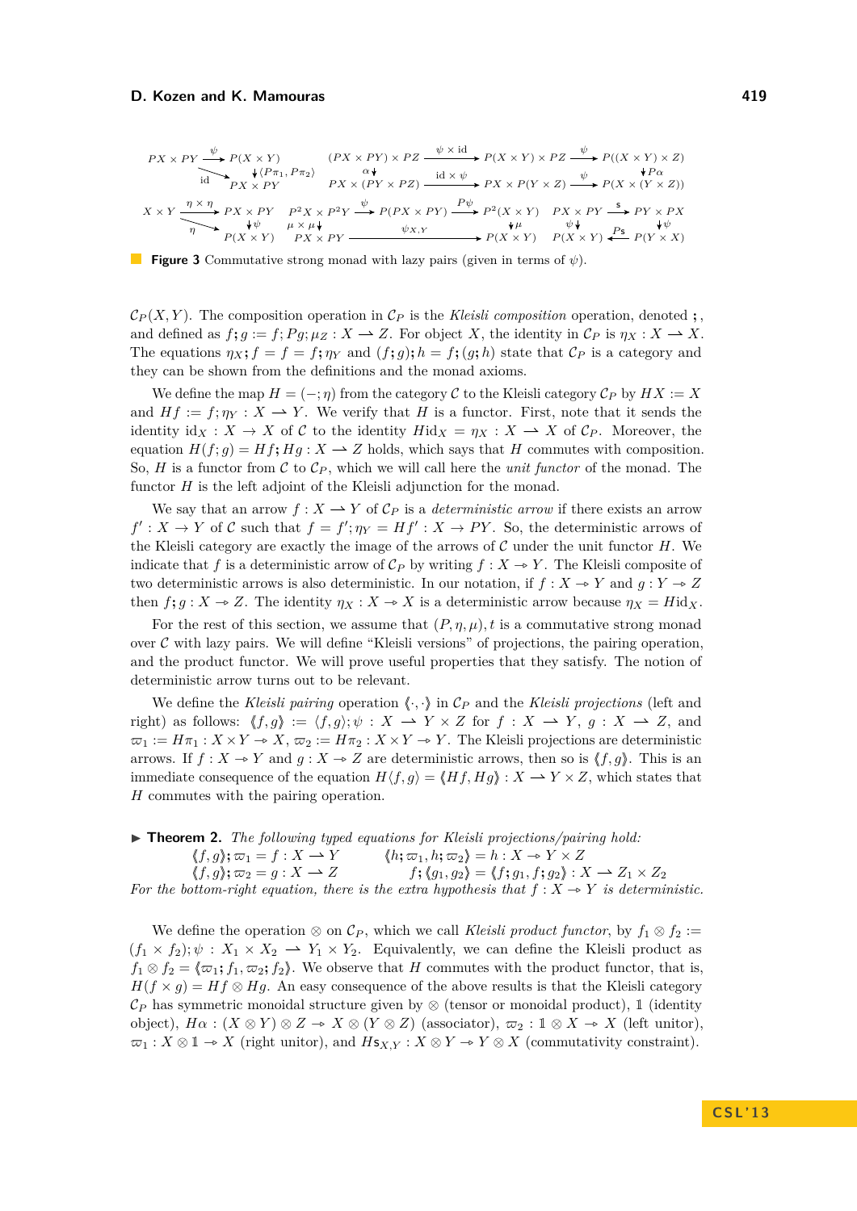**Figure 3** Commutative strong monad with lazy pairs (given in terms of $\psi$).

$\mathcal{C}_P(X,Y)$. The composition operation in $\mathcal{C}_P$ is the *Kleisli composition* operation, denoted **;**, and defined as $f\boldsymbol{;}g := f;Pg;\mu_Z : X \rightharpoonup Z$. For object $X$, the identity in $\mathcal{C}_P$ is $\eta_X : X \rightharpoonup X$. The equations $\eta_X\boldsymbol{;}f = f = f\boldsymbol{;}\eta_Y$ and $(f\boldsymbol{;}g)\boldsymbol{;}h = f\boldsymbol{;}(g\boldsymbol{;}h)$ state that $\mathcal{C}_P$ is a category and they can be shown from the definitions and the monad axioms.

We define the map $H = (-;\eta)$ from the category $\mathcal{C}$ to the Kleisli category $\mathcal{C}_P$ by $HX := X$ and $Hf := f;\eta_Y : X \rightharpoonup Y$. We verify that $H$ is a functor. First, note that it sends the identity $\mathrm{id}_X : X \to X$ of $\mathcal{C}$ to the identity $H\mathrm{id}_X = \eta_X : X \rightharpoonup X$ of $\mathcal{C}_P$. Moreover, the equation $H(f;g) = Hf\boldsymbol{;}Hg : X \rightharpoonup Z$ holds, which says that $H$ commutes with composition. So, $H$ is a functor from $\mathcal{C}$ to $\mathcal{C}_P$, which we will call here the *unit functor* of the monad. The functor $H$ is the left adjoint of the Kleisli adjunction for the monad.

We say that an arrow $f : X \rightharpoonup Y$ of $\mathcal{C}_P$ is a *deterministic arrow* if there exists an arrow $f' : X \to Y$ of $\mathcal{C}$ such that $f = f';\eta_Y = Hf' : X \to PY$. So, the deterministic arrows of the Kleisli category are exactly the image of the arrows of $\mathcal{C}$ under the unit functor $H$. We indicate that $f$ is a deterministic arrow of $\mathcal{C}_P$ by writing $f : X \twoheadrightarrow Y$. The Kleisli composite of two deterministic arrows is also deterministic. In our notation, if $f : X \twoheadrightarrow Y$ and $g : Y \twoheadrightarrow Z$ then $f\boldsymbol{;}g : X \twoheadrightarrow Z$. The identity $\eta_X : X \twoheadrightarrow X$ is a deterministic arrow because $\eta_X = H\mathrm{id}_X$.

For the rest of this section, we assume that $(P,\eta,\mu),t$ is a commutative strong monad over $\mathcal{C}$ with lazy pairs. We will define "Kleisli versions" of projections, the pairing operation, and the product functor. We will prove useful properties that they satisfy. The notion of deterministic arrow turns out to be relevant.

We define the *Kleisli pairing* operation $\langle\!\langle\cdot,\cdot\rangle\!\rangle$ in $\mathcal{C}_P$ and the *Kleisli projections* (left and right) as follows: $\langle\!\langle f,g\rangle\!\rangle := \langle f,g\rangle;\psi : X \rightharpoonup Y \times Z$ for $f : X \rightharpoonup Y$, $g : X \rightharpoonup Z$, and $\varpi_1 := H\pi_1 : X \times Y \twoheadrightarrow X$, $\varpi_2 := H\pi_2 : X \times Y \twoheadrightarrow Y$. The Kleisli projections are deterministic arrows. If $f : X \twoheadrightarrow Y$ and $g : X \twoheadrightarrow Z$ are deterministic arrows, then so is $\langle\!\langle f,g\rangle\!\rangle$. This is an immediate consequence of the equation $H\langle f,g\rangle = \langle\!\langle Hf,Hg\rangle\!\rangle : X \rightharpoonup Y \times Z$, which states that $H$ commutes with the pairing operation.

▶ **Theorem 2.** *The following typed equations for Kleisli projections/pairing hold:*

$$\langle\!\langle f,g\rangle\!\rangle\boldsymbol{;}\varpi_1 = f : X \rightharpoonup Y \qquad \langle\!\langle h\boldsymbol{;}\varpi_1, h\boldsymbol{;}\varpi_2\rangle\!\rangle = h : X \rightharpoonup Y \times Z$$
$$\langle\!\langle f,g\rangle\!\rangle\boldsymbol{;}\varpi_2 = g : X \rightharpoonup Z \qquad f\boldsymbol{;}\langle\!\langle g_1,g_2\rangle\!\rangle = \langle\!\langle f\boldsymbol{;}g_1, f\boldsymbol{;}g_2\rangle\!\rangle : X \rightharpoonup Z_1 \times Z_2$$

*For the bottom-right equation, there is the extra hypothesis that $f : X \twoheadrightarrow Y$ is deterministic.*

We define the operation $\otimes$ on $\mathcal{C}_P$, which we call *Kleisli product functor*, by $f_1 \otimes f_2 := (f_1 \times f_2);\psi : X_1 \times X_2 \rightharpoonup Y_1 \times Y_2$. Equivalently, we can define the Kleisli product as $f_1 \otimes f_2 = \langle\!\langle \varpi_1\boldsymbol{;}f_1, \varpi_2\boldsymbol{;}f_2\rangle\!\rangle$. We observe that $H$ commutes with the product functor, that is, $H(f \times g) = Hf \otimes Hg$. An easy consequence of the above results is that the Kleisli category $\mathcal{C}_P$ has symmetric monoidal structure given by $\otimes$ (tensor or monoidal product), $\mathbb{1}$ (identity object), $H\alpha : (X \otimes Y) \otimes Z \twoheadrightarrow X \otimes (Y \otimes Z)$ (associator), $\varpi_2 : \mathbb{1} \otimes X \twoheadrightarrow X$ (left unitor), $\varpi_1 : X \otimes \mathbb{1} \twoheadrightarrow X$ (right unitor), and $H\mathsf{s}_{X,Y} : X \otimes Y \twoheadrightarrow Y \otimes X$ (commutativity constraint).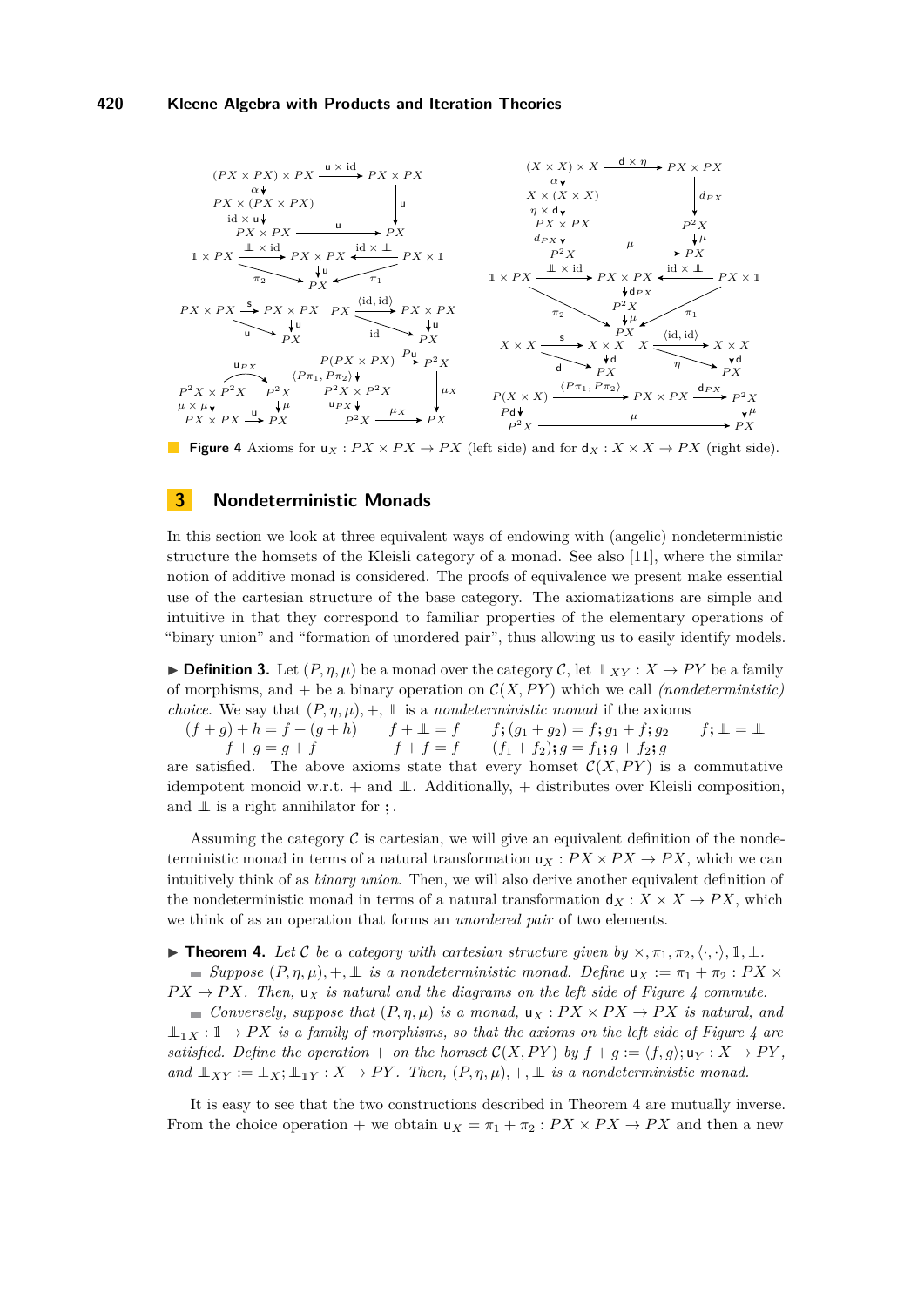**Figure 4** Axioms for $\mathsf{u}_X : PX \times PX \to PX$ (left side) and for $\mathsf{d}_X : X \times X \to PX$ (right side).

## 3 Nondeterministic Monads

In this section we look at three equivalent ways of endowing with (angelic) nondeterministic structure the homsets of the Kleisli category of a monad. See also [11], where the similar notion of additive monad is considered. The proofs of equivalence we present make essential use of the cartesian structure of the base category. The axiomatizations are simple and intuitive in that they correspond to familiar properties of the elementary operations of "binary union" and "formation of unordered pair", thus allowing us to easily identify models.

▶ **Definition 3.** Let $(P, \eta, \mu)$ be a monad over the category $\mathcal{C}$, let $⫫_{XY} : X \to PY$ be a family of morphisms, and $+$ be a binary operation on $\mathcal{C}(X, PY)$ which we call *(nondeterministic) choice*. We say that $(P, \eta, \mu), +, ⫫$ is a *nondeterministic monad* if the axioms

$$(f + g) + h = f + (g + h) \qquad f + ⫫ = f \qquad f ; (g_1 + g_2) = f ; g_1 + f ; g_2 \qquad f ; ⫫ = ⫫$$
$$f + g = g + f \qquad f + f = f \qquad (f_1 + f_2) ; g = f_1 ; g + f_2 ; g$$

are satisfied. The above axioms state that every homset $\mathcal{C}(X, PY)$ is a commutative idempotent monoid w.r.t. $+$ and $⫫$. Additionally, $+$ distributes over Kleisli composition, and $⫫$ is a right annihilator for $;$.

Assuming the category $\mathcal{C}$ is cartesian, we will give an equivalent definition of the nondeterministic monad in terms of a natural transformation $\mathsf{u}_X : PX \times PX \to PX$, which we can intuitively think of as *binary union*. Then, we will also derive another equivalent definition of the nondeterministic monad in terms of a natural transformation $\mathsf{d}_X : X \times X \to PX$, which we think of as an operation that forms an *unordered pair* of two elements.

▶ **Theorem 4.** *Let $\mathcal{C}$ be a category with cartesian structure given by $\times, \pi_1, \pi_2, \langle \cdot, \cdot \rangle, \mathbb{1}, \bot$.*

- *Suppose $(P, \eta, \mu), +, ⫫$ is a nondeterministic monad. Define $\mathsf{u}_X := \pi_1 + \pi_2 : PX \times PX \to PX$. Then, $\mathsf{u}_X$ is natural and the diagrams on the left side of Figure 4 commute.*
- *Conversely, suppose that $(P, \eta, \mu)$ is a monad, $\mathsf{u}_X : PX \times PX \to PX$ is natural, and $⫫_{\mathbb{1}X} : \mathbb{1} \to PX$ is a family of morphisms, so that the axioms on the left side of Figure 4 are satisfied. Define the operation $+$ on the homset $\mathcal{C}(X, PY)$ by $f + g := \langle f, g \rangle ; \mathsf{u}_Y : X \to PY$, and $⫫_{XY} := \bot_X ; ⫫_{\mathbb{1}Y} : X \to PY$. Then, $(P, \eta, \mu), +, ⫫$ is a nondeterministic monad.*

It is easy to see that the two constructions described in Theorem 4 are mutually inverse. From the choice operation $+$ we obtain $\mathsf{u}_X = \pi_1 + \pi_2 : PX \times PX \to PX$ and then a new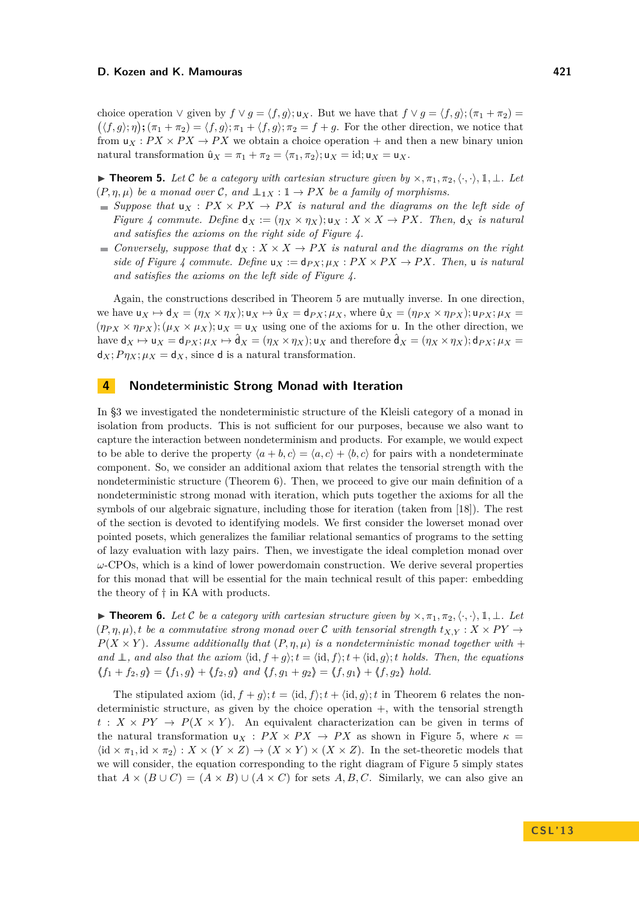choice operation $\vee$ given by $f \vee g = \langle f, g\rangle; \mathsf{u}_X$. But we have that $f \vee g = \langle f, g\rangle; (\pi_1 + \pi_2) = (\langle f, g\rangle; \eta); (\pi_1 + \pi_2) = \langle f, g\rangle; \pi_1 + \langle f, g\rangle; \pi_2 = f + g$. For the other direction, we notice that from $\mathsf{u}_X : PX \times PX \to PX$ we obtain a choice operation $+$ and then a new binary union natural transformation $\hat{\mathsf{u}}_X = \pi_1 + \pi_2 = \langle \pi_1, \pi_2\rangle; \mathsf{u}_X = \mathrm{id}; \mathsf{u}_X = \mathsf{u}_X$.

▶ **Theorem 5.** *Let $\mathcal{C}$ be a category with cartesian structure given by $\times, \pi_1, \pi_2, \langle\cdot,\cdot\rangle, \mathbb{1}, \bot$. Let $(P, \eta, \mu)$ be a monad over $\mathcal{C}$, and $\perp\!\!\!\perp_{\mathbb{1}X} : \mathbb{1} \to PX$ be a family of morphisms.*

- *Suppose that $\mathsf{u}_X : PX \times PX \to PX$ is natural and the diagrams on the left side of Figure 4 commute. Define $\mathsf{d}_X := (\eta_X \times \eta_X); \mathsf{u}_X : X \times X \to PX$. Then, $\mathsf{d}_X$ is natural and satisfies the axioms on the right side of Figure 4.*
- *Conversely, suppose that $\mathsf{d}_X : X \times X \to PX$ is natural and the diagrams on the right side of Figure 4 commute. Define $\mathsf{u}_X := \mathsf{d}_{PX}; \mu_X : PX \times PX \to PX$. Then, $\mathsf{u}$ is natural and satisfies the axioms on the left side of Figure 4.*

Again, the constructions described in Theorem 5 are mutually inverse. In one direction, we have $\mathsf{u}_X \mapsto \mathsf{d}_X = (\eta_X \times \eta_X); \mathsf{u}_X \mapsto \hat{\mathsf{u}}_X = \mathsf{d}_{PX}; \mu_X$, where $\hat{\mathsf{u}}_X = (\eta_{PX} \times \eta_{PX}); \mathsf{u}_{PX}; \mu_X = (\eta_{PX} \times \eta_{PX}); (\mu_X \times \mu_X); \mathsf{u}_X = \mathsf{u}_X$ using one of the axioms for $\mathsf{u}$. In the other direction, we have $\mathsf{d}_X \mapsto \mathsf{u}_X = \mathsf{d}_{PX}; \mu_X \mapsto \hat{\mathsf{d}}_X = (\eta_X \times \eta_X); \mathsf{u}_X$ and therefore $\hat{\mathsf{d}}_X = (\eta_X \times \eta_X); \mathsf{d}_{PX}; \mu_X = \mathsf{d}_X; P\eta_X; \mu_X = \mathsf{d}_X$, since $\mathsf{d}$ is a natural transformation.

## 4 Nondeterministic Strong Monad with Iteration

In §3 we investigated the nondeterministic structure of the Kleisli category of a monad in isolation from products. This is not sufficient for our purposes, because we also want to capture the interaction between nondeterminism and products. For example, we would expect to be able to derive the property $\langle a + b, c\rangle = \langle a, c\rangle + \langle b, c\rangle$ for pairs with a nondeterminate component. So, we consider an additional axiom that relates the tensorial strength with the nondeterministic structure (Theorem 6). Then, we proceed to give our main definition of a nondeterministic strong monad with iteration, which puts together the axioms for all the symbols of our algebraic signature, including those for iteration (taken from [18]). The rest of the section is devoted to identifying models. We first consider the lowerset monad over pointed posets, which generalizes the familiar relational semantics of programs to the setting of lazy evaluation with lazy pairs. Then, we investigate the ideal completion monad over $\omega$-CPOs, which is a kind of lower powerdomain construction. We derive several properties for this monad that will be essential for the main technical result of this paper: embedding the theory of $\dagger$ in KA with products.

▶ **Theorem 6.** *Let $\mathcal{C}$ be a category with cartesian structure given by $\times, \pi_1, \pi_2, \langle\cdot,\cdot\rangle, \mathbb{1}, \bot$. Let $(P, \eta, \mu), t$ be a commutative strong monad over $\mathcal{C}$ with tensorial strength $t_{X,Y} : X \times PY \to P(X \times Y)$. Assume additionally that $(P, \eta, \mu)$ is a nondeterministic monad together with $+$ and $\perp\!\!\!\perp$, and also that the axiom $\langle \mathrm{id}, f + g\rangle; t = \langle \mathrm{id}, f\rangle; t + \langle \mathrm{id}, g\rangle; t$ holds. Then, the equations $\langle\!\langle f_1 + f_2, g\rangle\!\rangle = \langle\!\langle f_1, g\rangle\!\rangle + \langle\!\langle f_2, g\rangle\!\rangle$ and $\langle\!\langle f, g_1 + g_2\rangle\!\rangle = \langle\!\langle f, g_1\rangle\!\rangle + \langle\!\langle f, g_2\rangle\!\rangle$ hold.*

The stipulated axiom $\langle \mathrm{id}, f + g\rangle; t = \langle \mathrm{id}, f\rangle; t + \langle \mathrm{id}, g\rangle; t$ in Theorem 6 relates the nondeterministic structure, as given by the choice operation $+$, with the tensorial strength $t : X \times PY \to P(X \times Y)$. An equivalent characterization can be given in terms of the natural transformation $\mathsf{u}_X : PX \times PX \to PX$ as shown in Figure 5, where $\kappa = \langle \mathrm{id} \times \pi_1, \mathrm{id} \times \pi_2\rangle : X \times (Y \times Z) \to (X \times Y) \times (X \times Z)$. In the set-theoretic models that we will consider, the equation corresponding to the right diagram of Figure 5 simply states that $A \times (B \cup C) = (A \times B) \cup (A \times C)$ for sets $A, B, C$. Similarly, we can also give an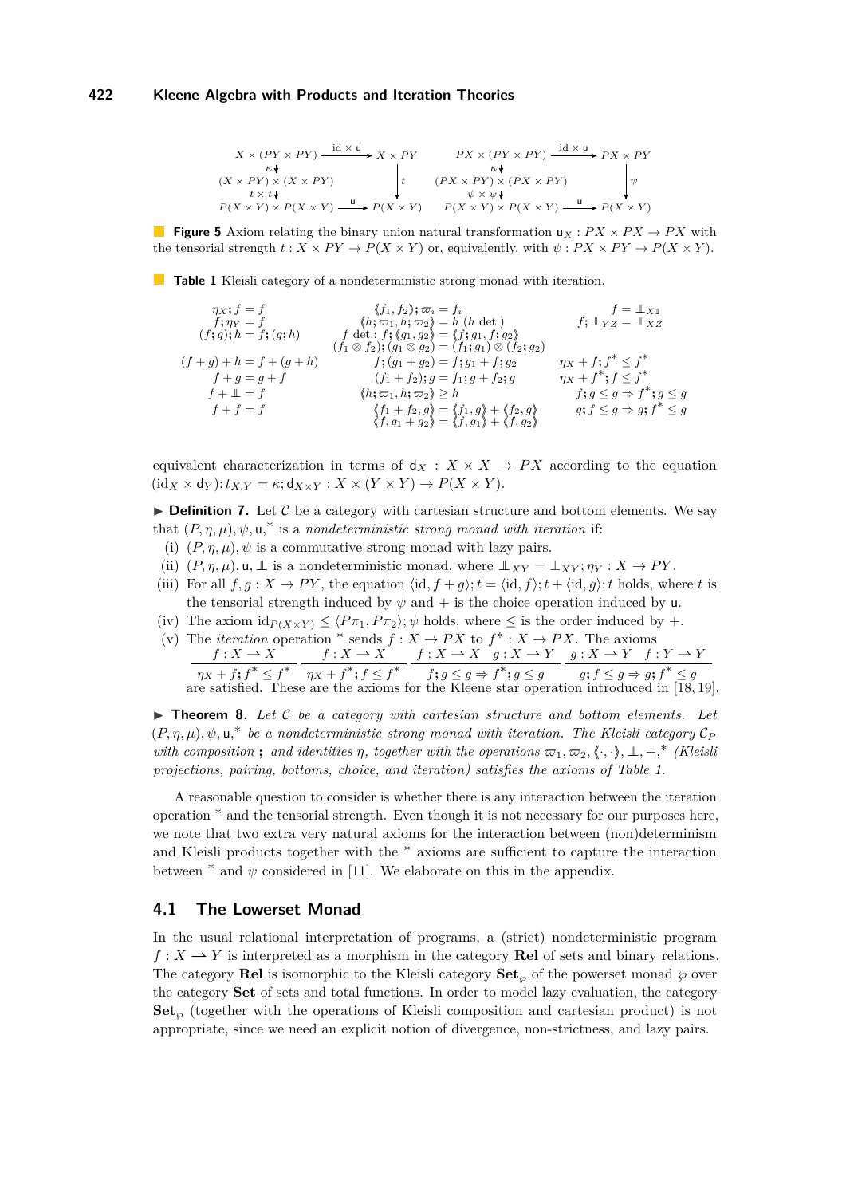$$
\begin{array}{ccc}
X \times (PY \times PY) & \xrightarrow{\mathrm{id} \times \mathsf{u}} & X \times PY \\
\downarrow \kappa & & \\
(X \times PY) \times (X \times PY) & & \downarrow t \\
\downarrow t \times t & & \\
P(X \times Y) \times P(X \times Y) & \xrightarrow{\mathsf{u}} & P(X \times Y)
\end{array}
\qquad
\begin{array}{ccc}
PX \times (PY \times PY) & \xrightarrow{\mathrm{id} \times \mathsf{u}} & PX \times PY \\
\downarrow \kappa & & \\
(PX \times PY) \times (PX \times PY) & & \downarrow \psi \\
\downarrow \psi \times \psi & & \\
P(X \times Y) \times P(X \times Y) & \xrightarrow{\mathsf{u}} & P(X \times Y)
\end{array}
$$

**Figure 5** Axiom relating the binary union natural transformation $\mathsf{u}_X : PX \times PX \to PX$ with the tensorial strength $t : X \times PY \to P(X \times Y)$ or, equivalently, with $\psi : PX \times PY \to P(X \times Y)$.

**Table 1** Kleisli category of a nondeterministic strong monad with iteration.

| | | |
|---|---|---|
| $\eta_X ; f = f$ | $\langle\!\langle f_1, f_2 \rangle\!\rangle ; \varpi_i = f_i$ | $f = \bot\!\!\!\bot_{X1}$ |
| $f ; \eta_Y = f$ | $\langle\!\langle h ; \varpi_1, h ; \varpi_2 \rangle\!\rangle = h$ ($h$ det.) | $f ; \bot\!\!\!\bot_{YZ} = \bot\!\!\!\bot_{XZ}$ |
| $(f ; g) ; h = f ; (g ; h)$ | $f$ det.: $f ; \langle\!\langle g_1, g_2 \rangle\!\rangle = \langle\!\langle f ; g_1, f ; g_2 \rangle\!\rangle$ | |
| | $(f_1 \otimes f_2) ; (g_1 \otimes g_2) = (f_1 ; g_1) \otimes (f_2 ; g_2)$ | |
| $(f + g) + h = f + (g + h)$ | $f ; (g_1 + g_2) = f ; g_1 + f ; g_2$ | $\eta_X + f ; f^* \le f^*$ |
| $f + g = g + f$ | $(f_1 + f_2) ; g = f_1 ; g + f_2 ; g$ | $\eta_X + f^* ; f \le f^*$ |
| $f + \bot\!\!\!\bot = f$ | $\langle\!\langle h ; \varpi_1, h ; \varpi_2 \rangle\!\rangle \ge h$ | $f ; g \le g \Rightarrow f^* ; g \le g$ |
| $f + f = f$ | $\langle\!\langle f_1 + f_2, g \rangle\!\rangle = \langle\!\langle f_1, g \rangle\!\rangle + \langle\!\langle f_2, g \rangle\!\rangle$ | $g ; f \le g \Rightarrow g ; f^* \le g$ |
| | $\langle\!\langle f, g_1 + g_2 \rangle\!\rangle = \langle\!\langle f, g_1 \rangle\!\rangle + \langle\!\langle f, g_2 \rangle\!\rangle$ | |

equivalent characterization in terms of $\mathsf{d}_X : X \times X \to PX$ according to the equation $(\mathrm{id}_X \times \mathsf{d}_Y) ; t_{X,Y} = \kappa ; \mathsf{d}_{X \times Y} : X \times (Y \times Y) \to P(X \times Y)$.

▶ **Definition 7.** Let $\mathcal{C}$ be a category with cartesian structure and bottom elements. We say that $(P, \eta, \mu), \psi, \mathsf{u}, ^*$ is a *nondeterministic strong monad with iteration* if:

(i) $(P, \eta, \mu), \psi$ is a commutative strong monad with lazy pairs.
(ii) $(P, \eta, \mu), \mathsf{u}, \bot\!\!\!\bot$ is a nondeterministic monad, where $\bot\!\!\!\bot_{XY} = \bot_{XY} ; \eta_Y : X \to PY$.
(iii) For all $f, g : X \to PY$, the equation $\langle \mathrm{id}, f + g \rangle ; t = \langle \mathrm{id}, f \rangle ; t + \langle \mathrm{id}, g \rangle ; t$ holds, where $t$ is the tensorial strength induced by $\psi$ and $+$ is the choice operation induced by $\mathsf{u}$.
(iv) The axiom $\mathrm{id}_{P(X \times Y)} \le \langle P\pi_1, P\pi_2 \rangle ; \psi$ holds, where $\le$ is the order induced by $+$.
(v) The *iteration* operation $^*$ sends $f : X \to PX$ to $f^* : X \to PX$. The axioms

$$
\frac{f : X \rightharpoonup X}{\eta_X + f ; f^* \le f^*} \quad \frac{f : X \rightharpoonup X}{\eta_X + f^* ; f \le f^*} \quad \frac{f : X \rightharpoonup X \quad g : X \rightharpoonup Y}{f ; g \le g \Rightarrow f^* ; g \le g} \quad \frac{g : X \rightharpoonup Y \quad f : Y \rightharpoonup Y}{g ; f \le g \Rightarrow g ; f^* \le g}
$$

are satisfied. These are the axioms for the Kleene star operation introduced in [18, 19].

▶ **Theorem 8.** *Let $\mathcal{C}$ be a category with cartesian structure and bottom elements. Let $(P, \eta, \mu), \psi, \mathsf{u}, ^*$ be a nondeterministic strong monad with iteration. The Kleisli category $\mathcal{C}_P$ with composition* ; *and identities $\eta$, together with the operations $\varpi_1, \varpi_2, \langle\!\langle \cdot, \cdot \rangle\!\rangle, \bot\!\!\!\bot, +, ^*$ (Kleisli projections, pairing, bottoms, choice, and iteration) satisfies the axioms of Table 1.*

A reasonable question to consider is whether there is any interaction between the iteration operation $^*$ and the tensorial strength. Even though it is not necessary for our purposes here, we note that two extra very natural axioms for the interaction between (non)determinism and Kleisli products together with the $^*$ axioms are sufficient to capture the interaction between $^*$ and $\psi$ considered in [11]. We elaborate on this in the appendix.

## 4.1 The Lowerset Monad

In the usual relational interpretation of programs, a (strict) nondeterministic program $f : X \rightharpoonup Y$ is interpreted as a morphism in the category **Rel** of sets and binary relations. The category **Rel** is isomorphic to the Kleisli category $\mathbf{Set}_\wp$ of the powerset monad $\wp$ over the category **Set** of sets and total functions. In order to model lazy evaluation, the category $\mathbf{Set}_\wp$ (together with the operations of Kleisli composition and cartesian product) is not appropriate, since we need an explicit notion of divergence, non-strictness, and lazy pairs.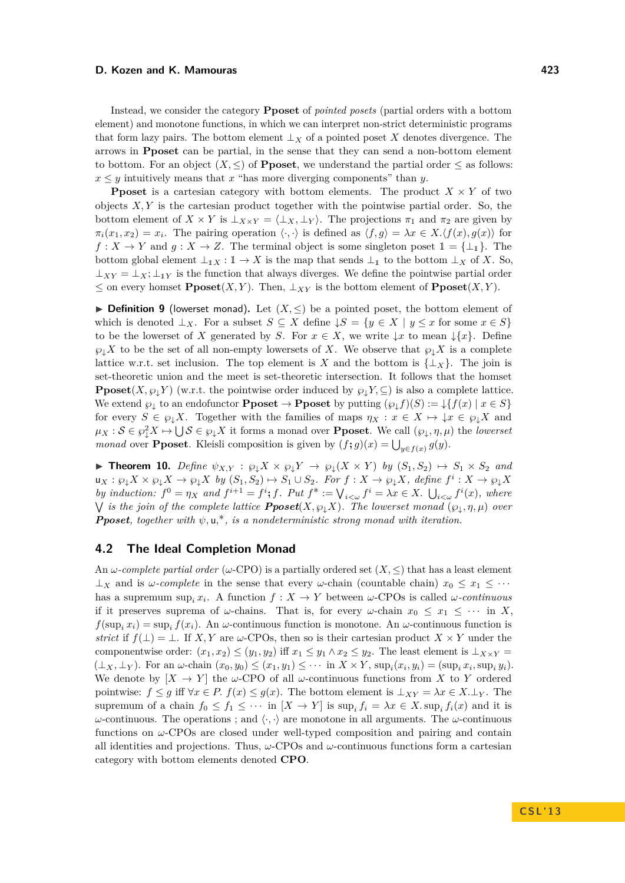Instead, we consider the category **Pposet** of *pointed posets* (partial orders with a bottom element) and monotone functions, in which we can interpret non-strict deterministic programs that form lazy pairs. The bottom element $\bot_X$ of a pointed poset $X$ denotes divergence. The arrows in **Pposet** can be partial, in the sense that they can send a non-bottom element to bottom. For an object $(X, \leq)$ of **Pposet**, we understand the partial order $\leq$ as follows: $x \leq y$ intuitively means that $x$ "has more diverging components" than $y$.

**Pposet** is a cartesian category with bottom elements. The product $X \times Y$ of two objects $X, Y$ is the cartesian product together with the pointwise partial order. So, the bottom element of $X \times Y$ is $\bot_{X\times Y} = \langle \bot_X, \bot_Y \rangle$. The projections $\pi_1$ and $\pi_2$ are given by $\pi_i(x_1, x_2) = x_i$. The pairing operation $\langle \cdot, \cdot \rangle$ is defined as $\langle f, g \rangle = \lambda x \in X.\langle f(x), g(x) \rangle$ for $f : X \to Y$ and $g : X \to Z$. The terminal object is some singleton poset $\mathbb{1} = \{\bot_{\mathbb{1}}\}$. The bottom global element $\bot_{\mathbb{1}X} : \mathbb{1} \to X$ is the map that sends $\bot_{\mathbb{1}}$ to the bottom $\bot_X$ of $X$. So, $\bot_{XY} = \bot_X ; \bot_{\mathbb{1}Y}$ is the function that always diverges. We define the pointwise partial order $\leq$ on every homset **Pposet**$(X, Y)$. Then, $\bot_{XY}$ is the bottom element of **Pposet**$(X, Y)$.

▶ **Definition 9** (lowerset monad)**.** Let $(X, \leq)$ be a pointed poset, the bottom element of which is denoted $\bot_X$. For a subset $S \subseteq X$ define $\downarrow S = \{y \in X \mid y \leq x \text{ for some } x \in S\}$ to be the lowerset of $X$ generated by $S$. For $x \in X$, we write $\downarrow x$ to mean $\downarrow\{x\}$. Define $\wp_\downarrow X$ to be the set of all non-empty lowersets of $X$. We observe that $\wp_\downarrow X$ is a complete lattice w.r.t. set inclusion. The top element is $X$ and the bottom is $\{\bot_X\}$. The join is set-theoretic union and the meet is set-theoretic intersection. It follows that the homset **Pposet**$(X, \wp_\downarrow Y)$ (w.r.t. the pointwise order induced by $\wp_\downarrow Y, \subseteq$) is also a complete lattice. We extend $\wp_\downarrow$ to an endofunctor **Pposet** $\to$ **Pposet** by putting $(\wp_\downarrow f)(S) := \downarrow\{f(x) \mid x \in S\}$ for every $S \in \wp_\downarrow X$. Together with the families of maps $\eta_X : x \in X \mapsto \downarrow x \in \wp_\downarrow X$ and $\mu_X : \mathcal{S} \in \wp_\downarrow^2 X \mapsto \bigcup \mathcal{S} \in \wp_\downarrow X$ it forms a monad over **Pposet**. We call $(\wp_\downarrow, \eta, \mu)$ the *lowerset monad* over **Pposet**. Kleisli composition is given by $(f \mathbin{;} g)(x) = \bigcup_{y \in f(x)} g(y)$.

▶ **Theorem 10.** *Define $\psi_{X,Y} : \wp_\downarrow X \times \wp_\downarrow Y \to \wp_\downarrow(X \times Y)$ by $(S_1, S_2) \mapsto S_1 \times S_2$ and $\mathsf{u}_X : \wp_\downarrow X \times \wp_\downarrow X \to \wp_\downarrow X$ by $(S_1, S_2) \mapsto S_1 \cup S_2$. For $f : X \to \wp_\downarrow X$, define $f^i : X \to \wp_\downarrow X$ by induction: $f^0 = \eta_X$ and $f^{i+1} = f^i \mathbin{;} f$. Put $f^* := \bigvee_{i<\omega} f^i = \lambda x \in X.\, \bigcup_{i<\omega} f^i(x)$, where $\bigvee$ is the join of the complete lattice **Pposet**$(X, \wp_\downarrow X)$. The lowerset monad $(\wp_\downarrow, \eta, \mu)$ over **Pposet**, together with $\psi, \mathsf{u}, {}^*$, is a nondeterministic strong monad with iteration.*

## 4.2 The Ideal Completion Monad

An *$\omega$-complete partial order* ($\omega$-CPO) is a partially ordered set $(X, \leq)$ that has a least element $\bot_X$ and is *$\omega$-complete* in the sense that every $\omega$-chain (countable chain) $x_0 \leq x_1 \leq \cdots$ has a supremum $\sup_i x_i$. A function $f : X \to Y$ between $\omega$-CPOs is called *$\omega$-continuous* if it preserves suprema of $\omega$-chains. That is, for every $\omega$-chain $x_0 \leq x_1 \leq \cdots$ in $X$, $f(\sup_i x_i) = \sup_i f(x_i)$. An $\omega$-continuous function is monotone. An $\omega$-continuous function is *strict* if $f(\bot) = \bot$. If $X, Y$ are $\omega$-CPOs, then so is their cartesian product $X \times Y$ under the componentwise order: $(x_1, x_2) \leq (y_1, y_2)$ iff $x_1 \leq y_1 \wedge x_2 \leq y_2$. The least element is $\bot_{X\times Y} = (\bot_X, \bot_Y)$. For an $\omega$-chain $(x_0, y_0) \leq (x_1, y_1) \leq \cdots$ in $X \times Y$, $\sup_i (x_i, y_i) = (\sup_i x_i, \sup_i y_i)$. We denote by $[X \to Y]$ the $\omega$-CPO of all $\omega$-continuous functions from $X$ to $Y$ ordered pointwise: $f \leq g$ iff $\forall x \in P.\ f(x) \leq g(x)$. The bottom element is $\bot_{XY} = \lambda x \in X.\bot_Y$. The supremum of a chain $f_0 \leq f_1 \leq \cdots$ in $[X \to Y]$ is $\sup_i f_i = \lambda x \in X.\sup_i f_i(x)$ and it is $\omega$-continuous. The operations ; and $\langle \cdot, \cdot \rangle$ are monotone in all arguments. The $\omega$-continuous functions on $\omega$-CPOs are closed under well-typed composition and pairing and contain all identities and projections. Thus, $\omega$-CPOs and $\omega$-continuous functions form a cartesian category with bottom elements denoted **CPO**.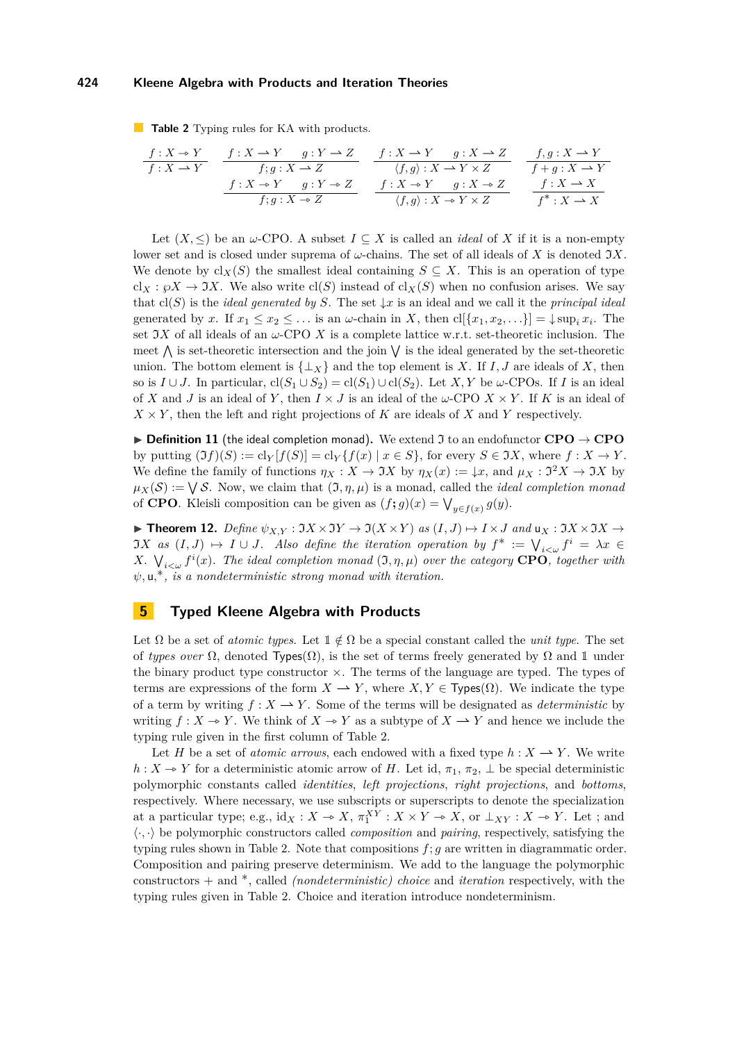**Table 2** Typing rules for KA with products.

$$\frac{f : X \twoheadrightarrow Y}{f : X \rightharpoonup Y} \qquad \frac{f : X \rightharpoonup Y \quad g : Y \rightharpoonup Z}{f;g : X \rightharpoonup Z} \qquad \frac{f : X \rightharpoonup Y \quad g : X \rightharpoonup Z}{\langle f,g\rangle : X \rightharpoonup Y \times Z} \qquad \frac{f, g : X \rightharpoonup Y}{f + g : X \rightharpoonup Y}$$

$$\frac{f : X \twoheadrightarrow Y \quad g : Y \twoheadrightarrow Z}{f;g : X \twoheadrightarrow Z} \qquad \frac{f : X \twoheadrightarrow Y \quad g : X \twoheadrightarrow Z}{\langle f,g\rangle : X \twoheadrightarrow Y \times Z} \qquad \frac{f : X \rightharpoonup X}{f^* : X \rightharpoonup X}$$

Let $(X, \leq)$ be an $\omega$-CPO. A subset $I \subseteq X$ is called an *ideal* of $X$ if it is a non-empty lower set and is closed under suprema of $\omega$-chains. The set of all ideals of $X$ is denoted $\mathfrak{I}X$. We denote by $\mathrm{cl}_X(S)$ the smallest ideal containing $S \subseteq X$. This is an operation of type $\mathrm{cl}_X : \wp X \to \mathfrak{I}X$. We also write $\mathrm{cl}(S)$ instead of $\mathrm{cl}_X(S)$ when no confusion arises. We say that $\mathrm{cl}(S)$ is the *ideal generated by* $S$. The set $\downarrow x$ is an ideal and we call it the *principal ideal* generated by $x$. If $x_1 \leq x_2 \leq \ldots$ is an $\omega$-chain in $X$, then $\mathrm{cl}[\{x_1, x_2, \ldots\}] = \downarrow \sup_i x_i$. The set $\mathfrak{I}X$ of all ideals of an $\omega$-CPO $X$ is a complete lattice w.r.t. set-theoretic inclusion. The meet $\bigwedge$ is set-theoretic intersection and the join $\bigvee$ is the ideal generated by the set-theoretic union. The bottom element is $\{\perp_X\}$ and the top element is $X$. If $I, J$ are ideals of $X$, then so is $I \cup J$. In particular, $\mathrm{cl}(S_1 \cup S_2) = \mathrm{cl}(S_1) \cup \mathrm{cl}(S_2)$. Let $X, Y$ be $\omega$-CPOs. If $I$ is an ideal of $X$ and $J$ is an ideal of $Y$, then $I \times J$ is an ideal of the $\omega$-CPO $X \times Y$. If $K$ is an ideal of $X \times Y$, then the left and right projections of $K$ are ideals of $X$ and $Y$ respectively.

▶ **Definition 11** (the ideal completion monad)**.** We extend $\mathfrak{I}$ to an endofunctor $\mathbf{CPO} \to \mathbf{CPO}$ by putting $(\mathfrak{I}f)(S) := \mathrm{cl}_Y[f(S)] = \mathrm{cl}_Y\{f(x) \mid x \in S\}$, for every $S \in \mathfrak{I}X$, where $f : X \to Y$. We define the family of functions $\eta_X : X \to \mathfrak{I}X$ by $\eta_X(x) := \downarrow x$, and $\mu_X : \mathfrak{I}^2X \to \mathfrak{I}X$ by $\mu_X(\mathcal{S}) := \bigvee \mathcal{S}$. Now, we claim that $(\mathfrak{I}, \eta, \mu)$ is a monad, called the *ideal completion monad* of $\mathbf{CPO}$. Kleisli composition can be given as $(f; g)(x) = \bigvee_{y \in f(x)} g(y)$.

▶ **Theorem 12.** *Define $\psi_{X,Y} : \mathfrak{I}X \times \mathfrak{I}Y \to \mathfrak{I}(X \times Y)$ as $(I, J) \mapsto I \times J$ and $\mathsf{u}_X : \mathfrak{I}X \times \mathfrak{I}X \to \mathfrak{I}X$ as $(I, J) \mapsto I \cup J$. Also define the iteration operation by $f^* := \bigvee_{i<\omega} f^i = \lambda x \in X.\ \bigvee_{i<\omega} f^i(x)$. The ideal completion monad $(\mathfrak{I}, \eta, \mu)$ over the category $\mathbf{CPO}$, together with $\psi, \mathsf{u}, {}^*$, is a nondeterministic strong monad with iteration.*

## 5 Typed Kleene Algebra with Products

Let $\Omega$ be a set of *atomic types*. Let $\mathbb{1} \notin \Omega$ be a special constant called the *unit type*. The set of *types over* $\Omega$, denoted $\mathsf{Types}(\Omega)$, is the set of terms freely generated by $\Omega$ and $\mathbb{1}$ under the binary product type constructor $\times$. The terms of the language are typed. The types of terms are expressions of the form $X \rightharpoonup Y$, where $X, Y \in \mathsf{Types}(\Omega)$. We indicate the type of a term by writing $f : X \rightharpoonup Y$. Some of the terms will be designated as *deterministic* by writing $f : X \twoheadrightarrow Y$. We think of $X \twoheadrightarrow Y$ as a subtype of $X \rightharpoonup Y$ and hence we include the typing rule given in the first column of Table 2.

Let $H$ be a set of *atomic arrows*, each endowed with a fixed type $h : X \rightharpoonup Y$. We write $h : X \twoheadrightarrow Y$ for a deterministic atomic arrow of $H$. Let id, $\pi_1$, $\pi_2$, $\perp$ be special deterministic polymorphic constants called *identities*, *left projections*, *right projections*, and *bottoms*, respectively. Where necessary, we use subscripts or superscripts to denote the specialization at a particular type; e.g., $\mathrm{id}_X : X \twoheadrightarrow X$, $\pi_1^{XY} : X \times Y \twoheadrightarrow X$, or $\perp_{XY} : X \twoheadrightarrow Y$. Let ; and $\langle\cdot,\cdot\rangle$ be polymorphic constructors called *composition* and *pairing*, respectively, satisfying the typing rules shown in Table 2. Note that compositions $f; g$ are written in diagrammatic order. Composition and pairing preserve determinism. We add to the language the polymorphic constructors $+$ and $^*$, called *(nondeterministic) choice* and *iteration* respectively, with the typing rules given in Table 2. Choice and iteration introduce nondeterminism.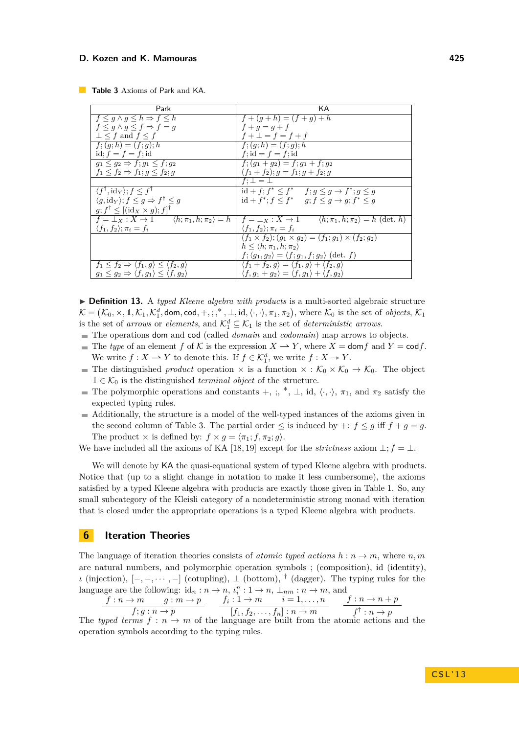**Table 3** Axioms of Park and KA.

| Park | KA |
|---|---|
| $f \leq g \wedge g \leq h \Rightarrow f \leq h$<br>$f \leq g \wedge g \leq f \Rightarrow f = g$<br>$\bot \leq f$ and $f \leq f$ | $f + (g + h) = (f + g) + h$<br>$f + g = g + f$<br>$f + \bot = f = f + f$ |
| $f; (g; h) = (f; g); h$<br>$\mathrm{id}; f = f = f; \mathrm{id}$ | $f; (g; h) = (f; g); h$<br>$f; \mathrm{id} = f = f; \mathrm{id}$ |
| $g_1 \leq g_2 \Rightarrow f; g_1 \leq f; g_2$<br>$f_1 \leq f_2 \Rightarrow f_1; g \leq f_2; g$ | $f; (g_1 + g_2) = f; g_1 + f; g_2$<br>$(f_1 + f_2); g = f_1; g + f_2; g$ |
| | $f; \bot = \bot$ |
| $\langle f^\dagger, \mathrm{id}_Y \rangle; f \leq f^\dagger$<br>$\langle g, \mathrm{id}_Y \rangle; f \leq g \Rightarrow f^\dagger \leq g$<br>$g; f^\dagger \leq [(\mathrm{id}_X \times g); f]^\dagger$ | $\mathrm{id} + f; f^* \leq f^* \quad f; g \leq g \to f^*; g \leq g$<br>$\mathrm{id} + f^*; f \leq f^* \quad g; f \leq g \to g; f^* \leq g$ |
| $f = \bot_X : X \to 1 \qquad \langle h; \pi_1, h; \pi_2 \rangle = h$<br>$\langle f_1, f_2 \rangle; \pi_i = f_i$ | $f = \bot_X : X \to 1 \qquad \langle h; \pi_1, h; \pi_2 \rangle = h$ (det. $h$)<br>$\langle f_1, f_2 \rangle; \pi_i = f_i$ |
| | $(f_1 \times f_2); (g_1 \times g_2) = (f_1; g_1) \times (f_2; g_2)$<br>$h \leq \langle h; \pi_1, h; \pi_2 \rangle$<br>$f; \langle g_1, g_2 \rangle = \langle f; g_1, f; g_2 \rangle$ (det. $f$) |
| $f_1 \leq f_2 \Rightarrow \langle f_1, g \rangle \leq \langle f_2, g \rangle$<br>$g_1 \leq g_2 \Rightarrow \langle f, g_1 \rangle \leq \langle f, g_2 \rangle$ | $\langle f_1 + f_2, g \rangle = \langle f_1, g \rangle + \langle f_2, g \rangle$<br>$\langle f, g_1 + g_2 \rangle = \langle f, g_1 \rangle + \langle f, g_2 \rangle$ |

▶ **Definition 13.** A *typed Kleene algebra with products* is a multi-sorted algebraic structure $\mathcal{K} = (\mathcal{K}_0, \times, \mathbb{1}, \mathcal{K}_1, \mathcal{K}_1^d, \mathsf{dom}, \mathsf{cod}, +, ;, ^*, \bot, \mathrm{id}, \langle\cdot,\cdot\rangle, \pi_1, \pi_2)$, where $\mathcal{K}_0$ is the set of *objects*, $\mathcal{K}_1$ is the set of *arrows* or *elements*, and $\mathcal{K}_1^d \subseteq \mathcal{K}_1$ is the set of *deterministic arrows*.

- The operations $\mathsf{dom}$ and $\mathsf{cod}$ (called *domain* and *codomain*) map arrows to objects.
- The *type* of an element $f$ of $\mathcal{K}$ is the expression $X \rightharpoonup Y$, where $X = \mathsf{dom} f$ and $Y = \mathsf{cod} f$. We write $f : X \rightharpoonup Y$ to denote this. If $f \in \mathcal{K}_1^d$, we write $f : X \twoheadrightarrow Y$.
- The distinguished *product* operation $\times$ is a function $\times : \mathcal{K}_0 \times \mathcal{K}_0 \to \mathcal{K}_0$. The object $\mathbb{1} \in \mathcal{K}_0$ is the distinguished *terminal object* of the structure.
- The polymorphic operations and constants $+$, $;$, $^*$, $\bot$, id, $\langle\cdot,\cdot\rangle$, $\pi_1$, and $\pi_2$ satisfy the expected typing rules.
- Additionally, the structure is a model of the well-typed instances of the axioms given in the second column of Table 3. The partial order $\leq$ is induced by $+$: $f \leq g$ iff $f + g = g$. The product $\times$ is defined by: $f \times g = \langle \pi_1; f, \pi_2; g \rangle$.

We have included all the axioms of KA [18, 19] except for the *strictness* axiom $\bot; f = \bot$.

We will denote by KA the quasi-equational system of typed Kleene algebra with products. Notice that (up to a slight change in notation to make it less cumbersome), the axioms satisfied by a typed Kleene algebra with products are exactly those given in Table 1. So, any small subcategory of the Kleisli category of a nondeterministic strong monad with iteration that is closed under the appropriate operations is a typed Kleene algebra with products.

## 6 Iteration Theories

The language of iteration theories consists of *atomic typed actions* $h : n \to m$, where $n, m$ are natural numbers, and polymorphic operation symbols ; (composition), id (identity), $\iota$ (injection), $[-, -, \cdots, -]$ (cotupling), $\bot$ (bottom), $^\dagger$ (dagger). The typing rules for the language are the following: $\mathrm{id}_n : n \to n$, $\iota_i^n : 1 \to n$, $\bot_{nm} : n \to m$, and

$$\frac{f : n \to m \qquad g : m \to p}{f; g : n \to p} \qquad \frac{f_i : 1 \to m \qquad i = 1, \ldots, n}{[f_1, f_2, \ldots, f_n] : n \to m} \qquad \frac{f : n \to n + p}{f^\dagger : n \to p}$$

The *typed terms* $f : n \to m$ of the language are built from the atomic actions and the operation symbols according to the typing rules.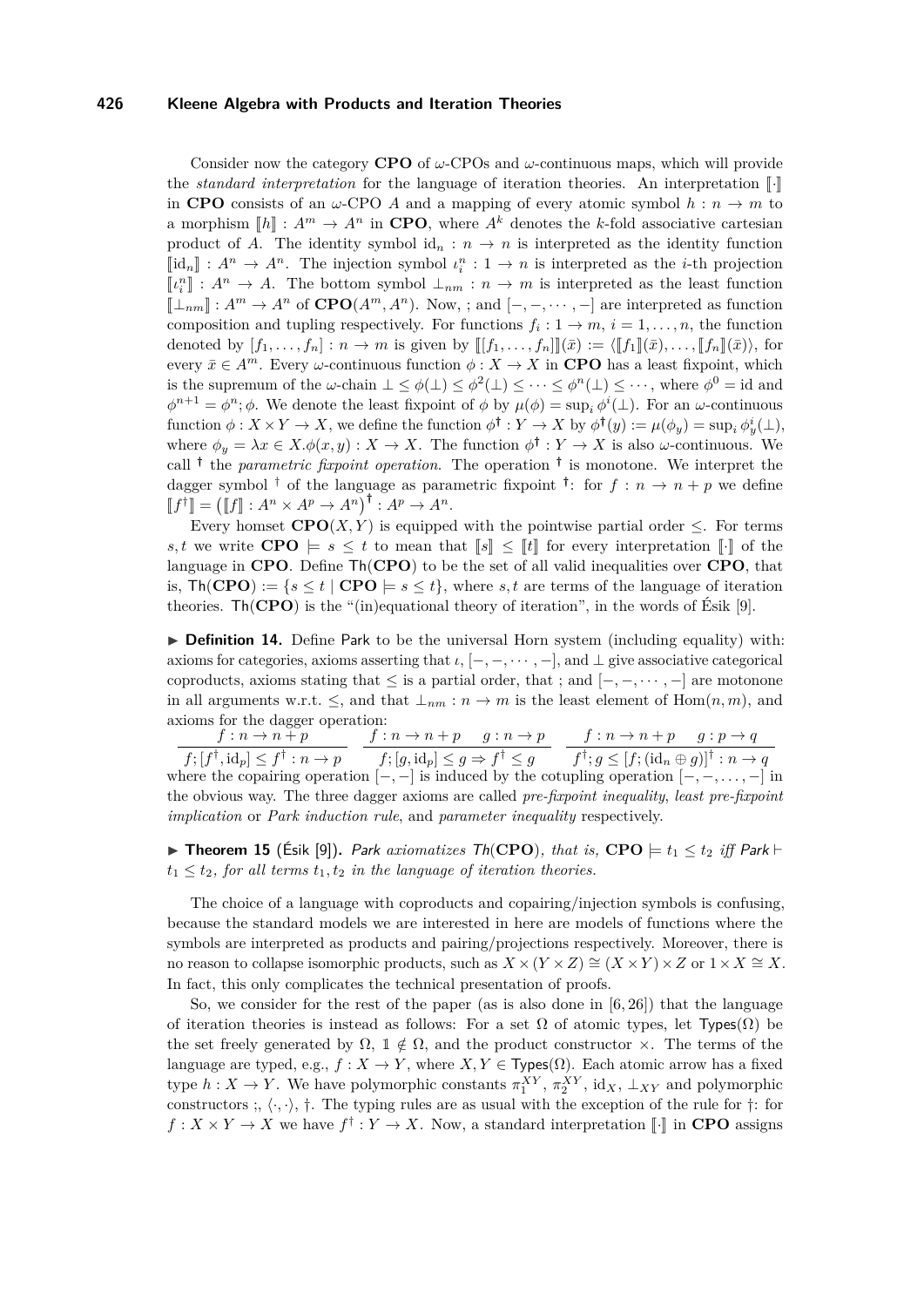Consider now the category **CPO** of $\omega$-CPOs and $\omega$-continuous maps, which will provide the *standard interpretation* for the language of iteration theories. An interpretation $[\![\cdot]\!]$ in **CPO** consists of an $\omega$-CPO $A$ and a mapping of every atomic symbol $h : n \to m$ to a morphism $[\![h]\!] : A^m \to A^n$ in **CPO**, where $A^k$ denotes the $k$-fold associative cartesian product of $A$. The identity symbol $\mathrm{id}_n : n \to n$ is interpreted as the identity function $[\![\mathrm{id}_n]\!] : A^n \to A^n$. The injection symbol $\iota_i^n : 1 \to n$ is interpreted as the $i$-th projection $[\![\iota_i^n]\!] : A^n \to A$. The bottom symbol $\perp_{nm} : n \to m$ is interpreted as the least function $[\![\perp_{nm}]\!] : A^m \to A^n$ of $\mathbf{CPO}(A^m, A^n)$. Now, ; and $[-, -, \cdots, -]$ are interpreted as function composition and tupling respectively. For functions $f_i : 1 \to m$, $i = 1, \ldots, n$, the function denoted by $[f_1, \ldots, f_n] : n \to m$ is given by $[\![[f_1, \ldots, f_n]]\!](\bar{x}) := \langle [\![f_1]\!](\bar{x}), \ldots, [\![f_n]\!](\bar{x}) \rangle$, for every $\bar{x} \in A^m$. Every $\omega$-continuous function $\phi : X \to X$ in **CPO** has a least fixpoint, which is the supremum of the $\omega$-chain $\perp \leq \phi(\perp) \leq \phi^2(\perp) \leq \cdots \leq \phi^n(\perp) \leq \cdots$, where $\phi^0 = \mathrm{id}$ and $\phi^{n+1} = \phi^n; \phi$. We denote the least fixpoint of $\phi$ by $\mu(\phi) = \sup_i \phi^i(\perp)$. For an $\omega$-continuous function $\phi : X \times Y \to X$, we define the function $\phi^\dagger : Y \to X$ by $\phi^\dagger(y) := \mu(\phi_y) = \sup_i \phi_y^i(\perp)$, where $\phi_y = \lambda x \in X.\phi(x, y) : X \to X$. The function $\phi^\dagger : Y \to X$ is also $\omega$-continuous. We call $^\dagger$ the *parametric fixpoint operation*. The operation $^\dagger$ is monotone. We interpret the dagger symbol $^\dagger$ of the language as parametric fixpoint $^\dagger$: for $f : n \to n + p$ we define $[\![f^\dagger]\!] = \big([\![f]\!] : A^n \times A^p \to A^n\big)^\dagger : A^p \to A^n$.

Every homset $\mathbf{CPO}(X, Y)$ is equipped with the pointwise partial order $\leq$. For terms $s, t$ we write $\mathbf{CPO} \models s \leq t$ to mean that $[\![s]\!] \leq [\![t]\!]$ for every interpretation $[\![\cdot]\!]$ of the language in **CPO**. Define $\mathsf{Th}(\mathbf{CPO})$ to be the set of all valid inequalities over **CPO**, that is, $\mathsf{Th}(\mathbf{CPO}) := \{s \leq t \mid \mathbf{CPO} \models s \leq t\}$, where $s, t$ are terms of the language of iteration theories. $\mathsf{Th}(\mathbf{CPO})$ is the "(in)equational theory of iteration", in the words of Ésik [9].

▶ **Definition 14.** Define $\mathsf{Park}$ to be the universal Horn system (including equality) with: axioms for categories, axioms asserting that $\iota$, $[-, -, \cdots, -]$, and $\perp$ give associative categorical coproducts, axioms stating that $\leq$ is a partial order, that ; and $[-, -, \cdots, -]$ are motonone in all arguments w.r.t. $\leq$, and that $\perp_{nm} : n \to m$ is the least element of $\mathrm{Hom}(n, m)$, and axioms for the dagger operation:

$$\frac{f : n \to n + p}{f; [f^\dagger, \mathrm{id}_p] \leq f^\dagger : n \to p} \qquad \frac{f : n \to n + p \quad g : n \to p}{f; [g, \mathrm{id}_p] \leq g \Rightarrow f^\dagger \leq g} \qquad \frac{f : n \to n + p \quad g : p \to q}{f^\dagger; g \leq [f; (\mathrm{id}_n \oplus g)]^\dagger : n \to q}$$

where the copairing operation $[-, -]$ is induced by the cotupling operation $[-, -, \ldots, -]$ in the obvious way. The three dagger axioms are called *pre-fixpoint inequality*, *least pre-fixpoint implication* or *Park induction rule*, and *parameter inequality* respectively.

▶ **Theorem 15** (Ésik [9]). *Park axiomatizes $\mathsf{Th}(\mathbf{CPO})$, that is, $\mathbf{CPO} \models t_1 \leq t_2$ iff $\mathsf{Park} \vdash t_1 \leq t_2$, for all terms $t_1, t_2$ in the language of iteration theories.*

The choice of a language with coproducts and copairing/injection symbols is confusing, because the standard models we are interested in here are models of functions where the symbols are interpreted as products and pairing/projections respectively. Moreover, there is no reason to collapse isomorphic products, such as $X \times (Y \times Z) \cong (X \times Y) \times Z$ or $1 \times X \cong X$. In fact, this only complicates the technical presentation of proofs.

So, we consider for the rest of the paper (as is also done in [6, 26]) that the language of iteration theories is instead as follows: For a set $\Omega$ of atomic types, let $\mathsf{Types}(\Omega)$ be the set freely generated by $\Omega$, $\mathbb{1} \notin \Omega$, and the product constructor $\times$. The terms of the language are typed, e.g., $f : X \to Y$, where $X, Y \in \mathsf{Types}(\Omega)$. Each atomic arrow has a fixed type $h : X \to Y$. We have polymorphic constants $\pi_1^{XY}$, $\pi_2^{XY}$, $\mathrm{id}_X$, $\perp_{XY}$ and polymorphic constructors ;, $\langle \cdot, \cdot \rangle$, $\dagger$. The typing rules are as usual with the exception of the rule for $\dagger$: for $f : X \times Y \to X$ we have $f^\dagger : Y \to X$. Now, a standard interpretation $[\![\cdot]\!]$ in **CPO** assigns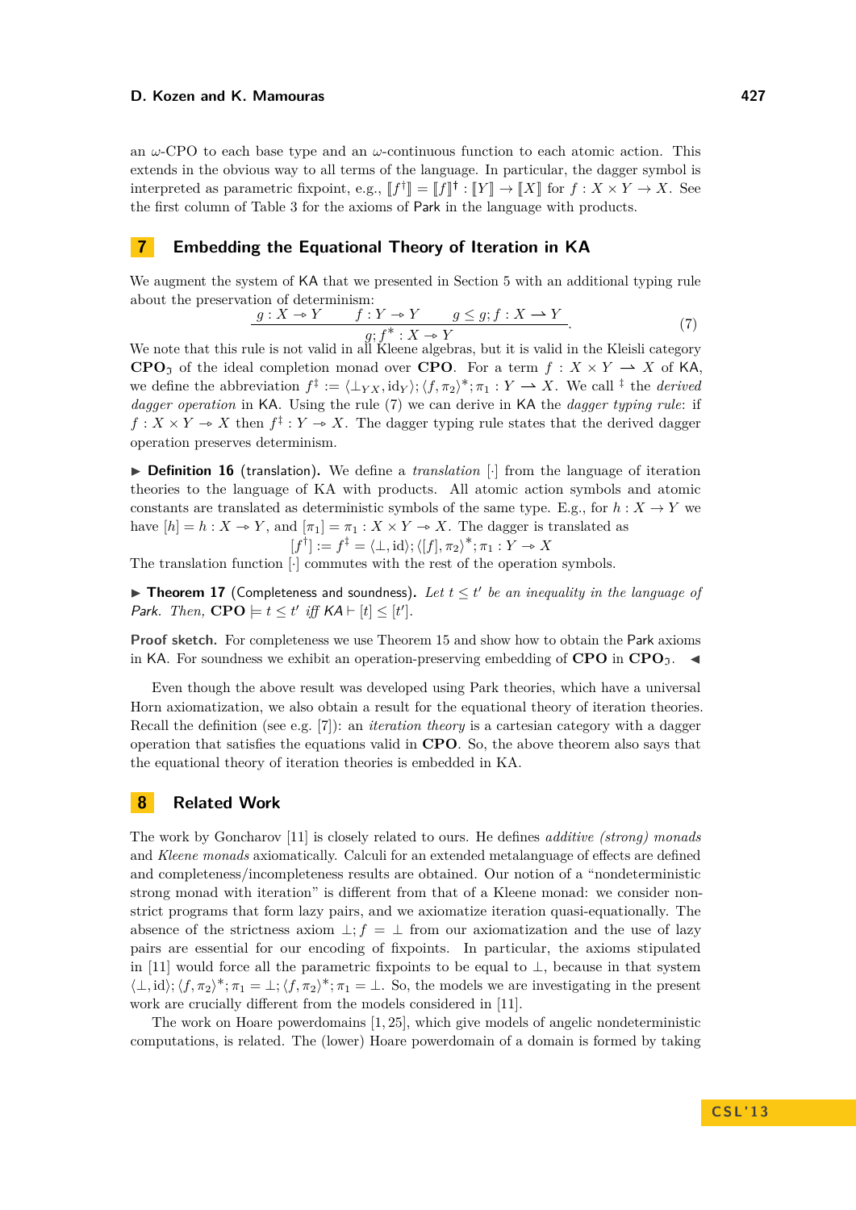an $\omega$-CPO to each base type and an $\omega$-continuous function to each atomic action. This extends in the obvious way to all terms of the language. In particular, the dagger symbol is interpreted as parametric fixpoint, e.g., $[\![f^\dagger]\!] = [\![f]\!]^\dagger : [\![Y]\!] \to [\![X]\!]$ for $f : X \times Y \to X$. See the first column of Table 3 for the axioms of Park in the language with products.

## 7 Embedding the Equational Theory of Iteration in KA

We augment the system of KA that we presented in Section 5 with an additional typing rule about the preservation of determinism:

$$\frac{g : X \twoheadrightarrow Y \qquad f : Y \twoheadrightarrow Y \qquad g \leq g; f : X \rightharpoonup Y}{g; f^* : X \twoheadrightarrow Y}. \tag{7}$$

We note that this rule is not valid in all Kleene algebras, but it is valid in the Kleisli category $\mathbf{CPO}_\mathfrak{I}$ of the ideal completion monad over $\mathbf{CPO}$. For a term $f : X \times Y \rightharpoonup X$ of KA, we define the abbreviation $f^\ddagger := \langle \bot_{YX}, \mathrm{id}_Y \rangle; \langle f, \pi_2 \rangle^*; \pi_1 : Y \rightharpoonup X$. We call $^\ddagger$ the *derived dagger operation* in KA. Using the rule (7) we can derive in KA the *dagger typing rule*: if $f : X \times Y \twoheadrightarrow X$ then $f^\ddagger : Y \twoheadrightarrow X$. The dagger typing rule states that the derived dagger operation preserves determinism.

▶ **Definition 16** (translation). We define a *translation* $[\cdot]$ from the language of iteration theories to the language of KA with products. All atomic action symbols and atomic constants are translated as deterministic symbols of the same type. E.g., for $h : X \to Y$ we have $[h] = h : X \twoheadrightarrow Y$, and $[\pi_1] = \pi_1 : X \times Y \twoheadrightarrow X$. The dagger is translated as

$$[f^\dagger] := f^\ddagger = \langle \bot, \mathrm{id} \rangle; \langle [f], \pi_2 \rangle^*; \pi_1 : Y \twoheadrightarrow X$$

The translation function $[\cdot]$ commutes with the rest of the operation symbols.

▶ **Theorem 17** (Completeness and soundness). *Let $t \leq t'$ be an inequality in the language of* Park*. Then,* $\mathbf{CPO} \models t \leq t'$ *iff* $KA \vdash [t] \leq [t']$*.*

**Proof sketch.** For completeness we use Theorem 15 and show how to obtain the Park axioms in KA. For soundness we exhibit an operation-preserving embedding of $\mathbf{CPO}$ in $\mathbf{CPO}_\mathfrak{I}$. ◀

Even though the above result was developed using Park theories, which have a universal Horn axiomatization, we also obtain a result for the equational theory of iteration theories. Recall the definition (see e.g. [7]): an *iteration theory* is a cartesian category with a dagger operation that satisfies the equations valid in $\mathbf{CPO}$. So, the above theorem also says that the equational theory of iteration theories is embedded in KA.

## 8 Related Work

The work by Goncharov [11] is closely related to ours. He defines *additive (strong) monads* and *Kleene monads* axiomatically. Calculi for an extended metalanguage of effects are defined and completeness/incompleteness results are obtained. Our notion of a "nondeterministic strong monad with iteration" is different from that of a Kleene monad: we consider non-strict programs that form lazy pairs, and we axiomatize iteration quasi-equationally. The absence of the strictness axiom $\bot; f = \bot$ from our axiomatization and the use of lazy pairs are essential for our encoding of fixpoints. In particular, the axioms stipulated in [11] would force all the parametric fixpoints to be equal to $\bot$, because in that system $\langle \bot, \mathrm{id} \rangle; \langle f, \pi_2 \rangle^*; \pi_1 = \bot; \langle f, \pi_2 \rangle^*; \pi_1 = \bot$. So, the models we are investigating in the present work are crucially different from the models considered in [11].

The work on Hoare powerdomains [1, 25], which give models of angelic nondeterministic computations, is related. The (lower) Hoare powerdomain of a domain is formed by taking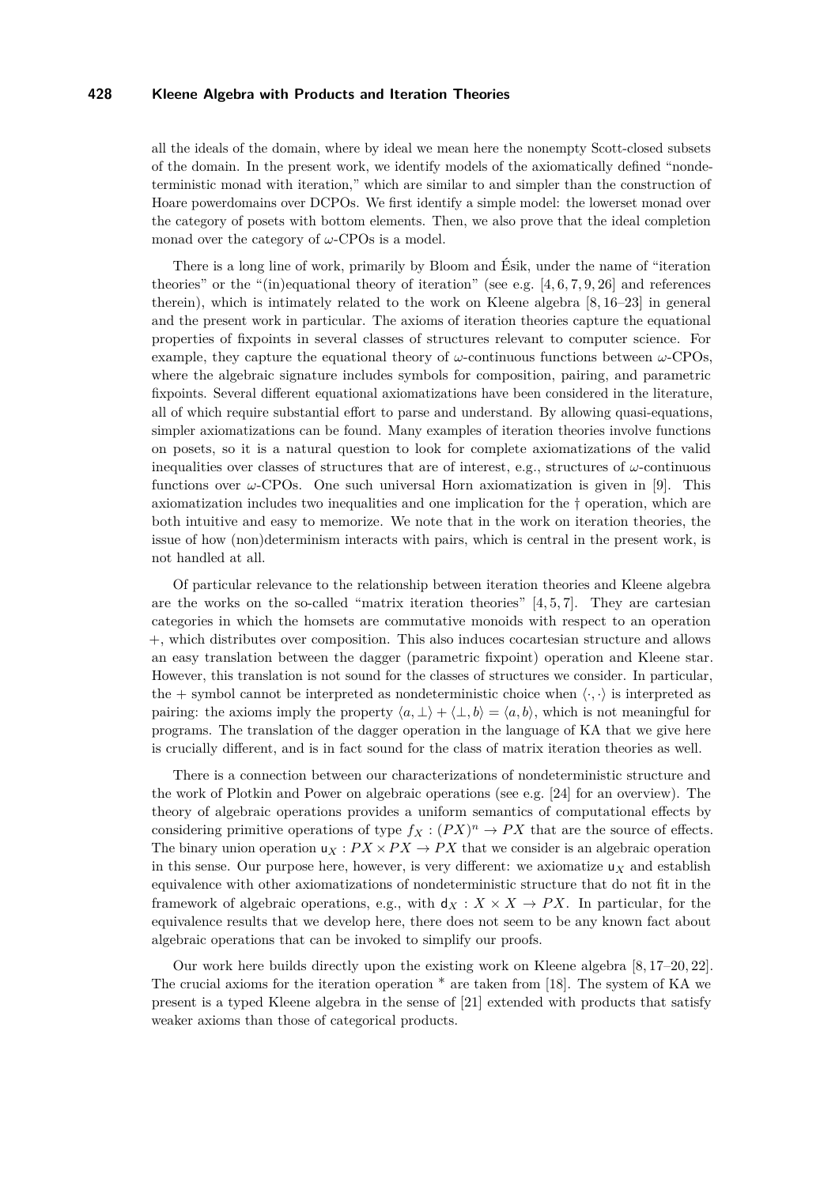all the ideals of the domain, where by ideal we mean here the nonempty Scott-closed subsets of the domain. In the present work, we identify models of the axiomatically defined "nondeterministic monad with iteration," which are similar to and simpler than the construction of Hoare powerdomains over DCPOs. We first identify a simple model: the lowerset monad over the category of posets with bottom elements. Then, we also prove that the ideal completion monad over the category of $\omega$-CPOs is a model.

There is a long line of work, primarily by Bloom and Ésik, under the name of "iteration theories" or the "(in)equational theory of iteration" (see e.g. [4, 6, 7, 9, 26] and references therein), which is intimately related to the work on Kleene algebra [8, 16–23] in general and the present work in particular. The axioms of iteration theories capture the equational properties of fixpoints in several classes of structures relevant to computer science. For example, they capture the equational theory of $\omega$-continuous functions between $\omega$-CPOs, where the algebraic signature includes symbols for composition, pairing, and parametric fixpoints. Several different equational axiomatizations have been considered in the literature, all of which require substantial effort to parse and understand. By allowing quasi-equations, simpler axiomatizations can be found. Many examples of iteration theories involve functions on posets, so it is a natural question to look for complete axiomatizations of the valid inequalities over classes of structures that are of interest, e.g., structures of $\omega$-continuous functions over $\omega$-CPOs. One such universal Horn axiomatization is given in [9]. This axiomatization includes two inequalities and one implication for the † operation, which are both intuitive and easy to memorize. We note that in the work on iteration theories, the issue of how (non)determinism interacts with pairs, which is central in the present work, is not handled at all.

Of particular relevance to the relationship between iteration theories and Kleene algebra are the works on the so-called "matrix iteration theories" [4, 5, 7]. They are cartesian categories in which the homsets are commutative monoids with respect to an operation $+$, which distributes over composition. This also induces cocartesian structure and allows an easy translation between the dagger (parametric fixpoint) operation and Kleene star. However, this translation is not sound for the classes of structures we consider. In particular, the $+$ symbol cannot be interpreted as nondeterministic choice when $\langle \cdot, \cdot \rangle$ is interpreted as pairing: the axioms imply the property $\langle a, \bot \rangle + \langle \bot, b \rangle = \langle a, b \rangle$, which is not meaningful for programs. The translation of the dagger operation in the language of KA that we give here is crucially different, and is in fact sound for the class of matrix iteration theories as well.

There is a connection between our characterizations of nondeterministic structure and the work of Plotkin and Power on algebraic operations (see e.g. [24] for an overview). The theory of algebraic operations provides a uniform semantics of computational effects by considering primitive operations of type $f_X : (PX)^n \to PX$ that are the source of effects. The binary union operation $\mathsf{u}_X : PX \times PX \to PX$ that we consider is an algebraic operation in this sense. Our purpose here, however, is very different: we axiomatize $\mathsf{u}_X$ and establish equivalence with other axiomatizations of nondeterministic structure that do not fit in the framework of algebraic operations, e.g., with $\mathsf{d}_X : X \times X \to PX$. In particular, for the equivalence results that we develop here, there does not seem to be any known fact about algebraic operations that can be invoked to simplify our proofs.

Our work here builds directly upon the existing work on Kleene algebra [8, 17–20, 22]. The crucial axioms for the iteration operation $^*$ are taken from [18]. The system of KA we present is a typed Kleene algebra in the sense of [21] extended with products that satisfy weaker axioms than those of categorical products.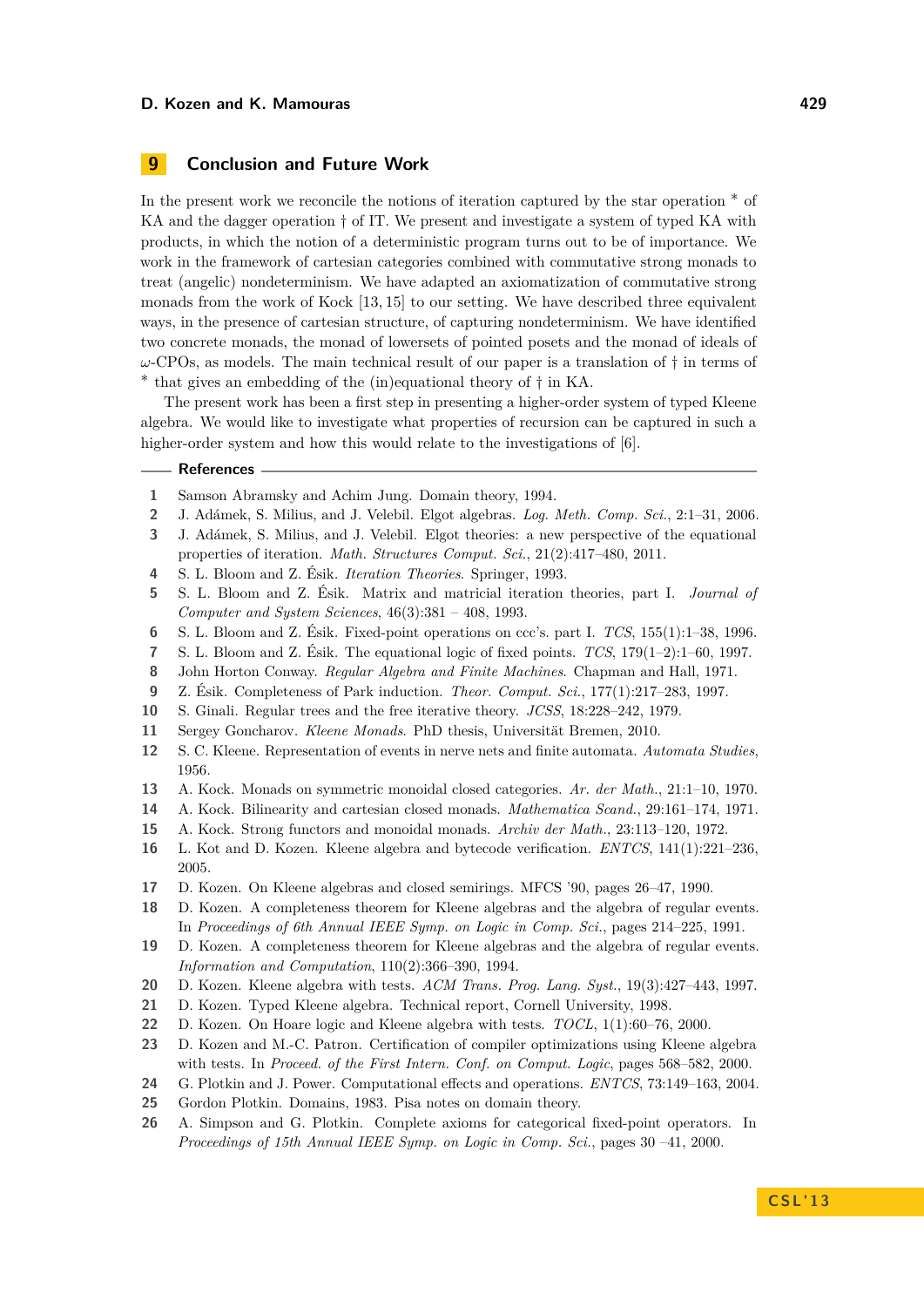## 9 Conclusion and Future Work

In the present work we reconcile the notions of iteration captured by the star operation $^*$ of KA and the dagger operation $\dagger$ of IT. We present and investigate a system of typed KA with products, in which the notion of a deterministic program turns out to be of importance. We work in the framework of cartesian categories combined with commutative strong monads to treat (angelic) nondeterminism. We have adapted an axiomatization of commutative strong monads from the work of Kock [13, 15] to our setting. We have described three equivalent ways, in the presence of cartesian structure, of capturing nondeterminism. We have identified two concrete monads, the monad of lowersets of pointed posets and the monad of ideals of $\omega$-CPOs, as models. The main technical result of our paper is a translation of $\dagger$ in terms of $^*$ that gives an embedding of the (in)equational theory of $\dagger$ in KA.

The present work has been a first step in presenting a higher-order system of typed Kleene algebra. We would like to investigate what properties of recursion can be captured in such a higher-order system and how this would relate to the investigations of [6].

### References

1. Samson Abramsky and Achim Jung. Domain theory, 1994.
2. J. Adámek, S. Milius, and J. Velebil. Elgot algebras. *Log. Meth. Comp. Sci.*, 2:1–31, 2006.
3. J. Adámek, S. Milius, and J. Velebil. Elgot theories: a new perspective of the equational properties of iteration. *Math. Structures Comput. Sci.*, 21(2):417–480, 2011.
4. S. L. Bloom and Z. Ésik. *Iteration Theories*. Springer, 1993.
5. S. L. Bloom and Z. Ésik. Matrix and matricial iteration theories, part I. *Journal of Computer and System Sciences*, 46(3):381 – 408, 1993.
6. S. L. Bloom and Z. Ésik. Fixed-point operations on ccc's. part I. *TCS*, 155(1):1–38, 1996.
7. S. L. Bloom and Z. Ésik. The equational logic of fixed points. *TCS*, 179(1–2):1–60, 1997.
8. John Horton Conway. *Regular Algebra and Finite Machines*. Chapman and Hall, 1971.
9. Z. Ésik. Completeness of Park induction. *Theor. Comput. Sci.*, 177(1):217–283, 1997.
10. S. Ginali. Regular trees and the free iterative theory. *JCSS*, 18:228–242, 1979.
11. Sergey Goncharov. *Kleene Monads*. PhD thesis, Universität Bremen, 2010.
12. S. C. Kleene. Representation of events in nerve nets and finite automata. *Automata Studies*, 1956.
13. A. Kock. Monads on symmetric monoidal closed categories. *Ar. der Math.*, 21:1–10, 1970.
14. A. Kock. Bilinearity and cartesian closed monads. *Mathematica Scand.*, 29:161–174, 1971.
15. A. Kock. Strong functors and monoidal monads. *Archiv der Math.*, 23:113–120, 1972.
16. L. Kot and D. Kozen. Kleene algebra and bytecode verification. *ENTCS*, 141(1):221–236, 2005.
17. D. Kozen. On Kleene algebras and closed semirings. MFCS '90, pages 26–47, 1990.
18. D. Kozen. A completeness theorem for Kleene algebras and the algebra of regular events. In *Proceedings of 6th Annual IEEE Symp. on Logic in Comp. Sci.*, pages 214–225, 1991.
19. D. Kozen. A completeness theorem for Kleene algebras and the algebra of regular events. *Information and Computation*, 110(2):366–390, 1994.
20. D. Kozen. Kleene algebra with tests. *ACM Trans. Prog. Lang. Syst.*, 19(3):427–443, 1997.
21. D. Kozen. Typed Kleene algebra. Technical report, Cornell University, 1998.
22. D. Kozen. On Hoare logic and Kleene algebra with tests. *TOCL*, 1(1):60–76, 2000.
23. D. Kozen and M.-C. Patron. Certification of compiler optimizations using Kleene algebra with tests. In *Proceed. of the First Intern. Conf. on Comput. Logic*, pages 568–582, 2000.
24. G. Plotkin and J. Power. Computational effects and operations. *ENTCS*, 73:149–163, 2004.
25. Gordon Plotkin. Domains, 1983. Pisa notes on domain theory.
26. A. Simpson and G. Plotkin. Complete axioms for categorical fixed-point operators. In *Proceedings of 15th Annual IEEE Symp. on Logic in Comp. Sci.*, pages 30 –41, 2000.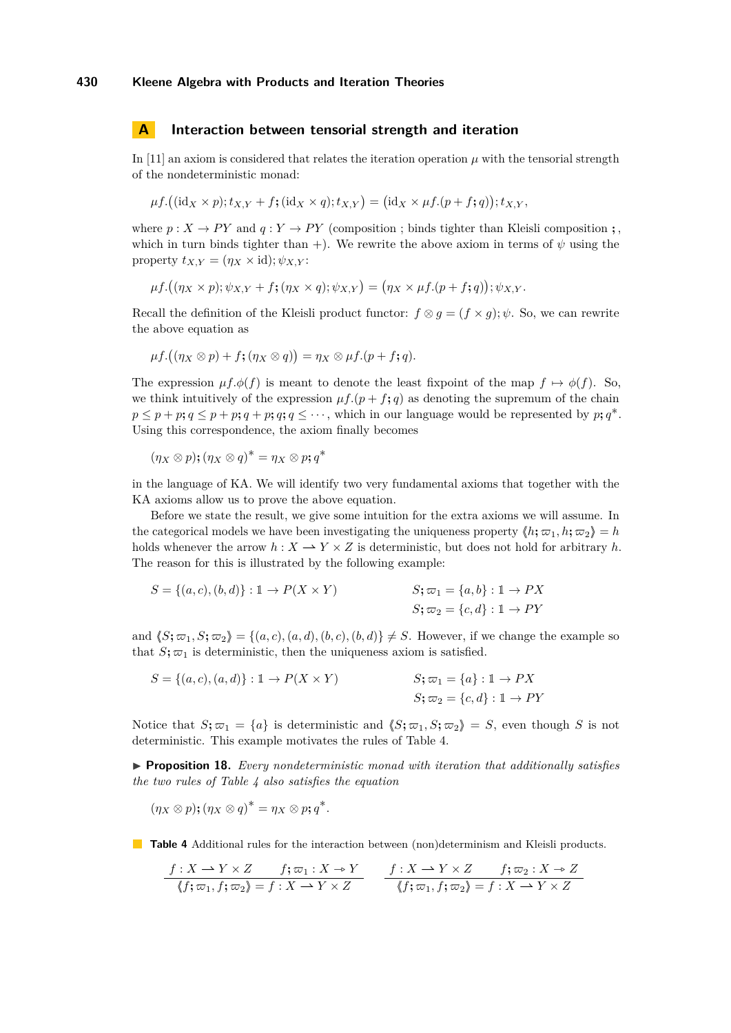## A Interaction between tensorial strength and iteration

In [11] an axiom is considered that relates the iteration operation $\mu$ with the tensorial strength of the nondeterministic monad:

$$\mu f.\big((\mathrm{id}_X \times p); t_{X,Y} + f; (\mathrm{id}_X \times q); t_{X,Y}\big) = \big(\mathrm{id}_X \times \mu f.(p + f; q)\big); t_{X,Y},$$

where $p : X \to PY$ and $q : Y \to PY$ (composition ; binds tighter than Kleisli composition $\mathbin{;}$, which in turn binds tighter than $+$). We rewrite the above axiom in terms of $\psi$ using the property $t_{X,Y} = (\eta_X \times \mathrm{id}); \psi_{X,Y}$:

$$\mu f.\big((\eta_X \times p); \psi_{X,Y} + f; (\eta_X \times q); \psi_{X,Y}\big) = \big(\eta_X \times \mu f.(p + f; q)\big); \psi_{X,Y}.$$

Recall the definition of the Kleisli product functor: $f \otimes g = (f \times g); \psi$. So, we can rewrite the above equation as

$$\mu f.\big((\eta_X \otimes p) + f; (\eta_X \otimes q)\big) = \eta_X \otimes \mu f.(p + f; q).$$

The expression $\mu f.\phi(f)$ is meant to denote the least fixpoint of the map $f \mapsto \phi(f)$. So, we think intuitively of the expression $\mu f.(p + f; q)$ as denoting the supremum of the chain $p \leq p + p; q \leq p + p; q + p; q; q \leq \cdots$, which in our language would be represented by $p; q^*$. Using this correspondence, the axiom finally becomes

$$(\eta_X \otimes p); (\eta_X \otimes q)^* = \eta_X \otimes p; q^*$$

in the language of KA. We will identify two very fundamental axioms that together with the KA axioms allow us to prove the above equation.

Before we state the result, we give some intuition for the extra axioms we will assume. In the categorical models we have been investigating the uniqueness property $\langle\!\langle h; \varpi_1, h; \varpi_2 \rangle\!\rangle = h$ holds whenever the arrow $h : X \rightharpoonup Y \times Z$ is deterministic, but does not hold for arbitrary $h$. The reason for this is illustrated by the following example:

$$S = \{(a, c), (b, d)\} : \mathbb{1} \to P(X \times Y) \qquad S; \varpi_1 = \{a, b\} : \mathbb{1} \to PX$$
$$S; \varpi_2 = \{c, d\} : \mathbb{1} \to PY$$

and $\langle\!\langle S; \varpi_1, S; \varpi_2 \rangle\!\rangle = \{(a, c), (a, d), (b, c), (b, d)\} \neq S$. However, if we change the example so that $S; \varpi_1$ is deterministic, then the uniqueness axiom is satisfied.

$$S = \{(a, c), (a, d)\} : \mathbb{1} \to P(X \times Y) \qquad S; \varpi_1 = \{a\} : \mathbb{1} \to PX$$
$$S; \varpi_2 = \{c, d\} : \mathbb{1} \to PY$$

Notice that $S; \varpi_1 = \{a\}$ is deterministic and $\langle\!\langle S; \varpi_1, S; \varpi_2 \rangle\!\rangle = S$, even though $S$ is not deterministic. This example motivates the rules of Table 4.

▶ **Proposition 18.** *Every nondeterministic monad with iteration that additionally satisfies the two rules of Table 4 also satisfies the equation*

$$(\eta_X \otimes p); (\eta_X \otimes q)^* = \eta_X \otimes p; q^*.$$

**Table 4** Additional rules for the interaction between (non)determinism and Kleisli products.

$$\frac{f : X \rightharpoonup Y \times Z \qquad f; \varpi_1 : X \twoheadrightarrow Y}{\langle\!\langle f; \varpi_1, f; \varpi_2 \rangle\!\rangle = f : X \rightharpoonup Y \times Z} \qquad \frac{f : X \rightharpoonup Y \times Z \qquad f; \varpi_2 : X \twoheadrightarrow Z}{\langle\!\langle f; \varpi_1, f; \varpi_2 \rangle\!\rangle = f : X \rightharpoonup Y \times Z}$$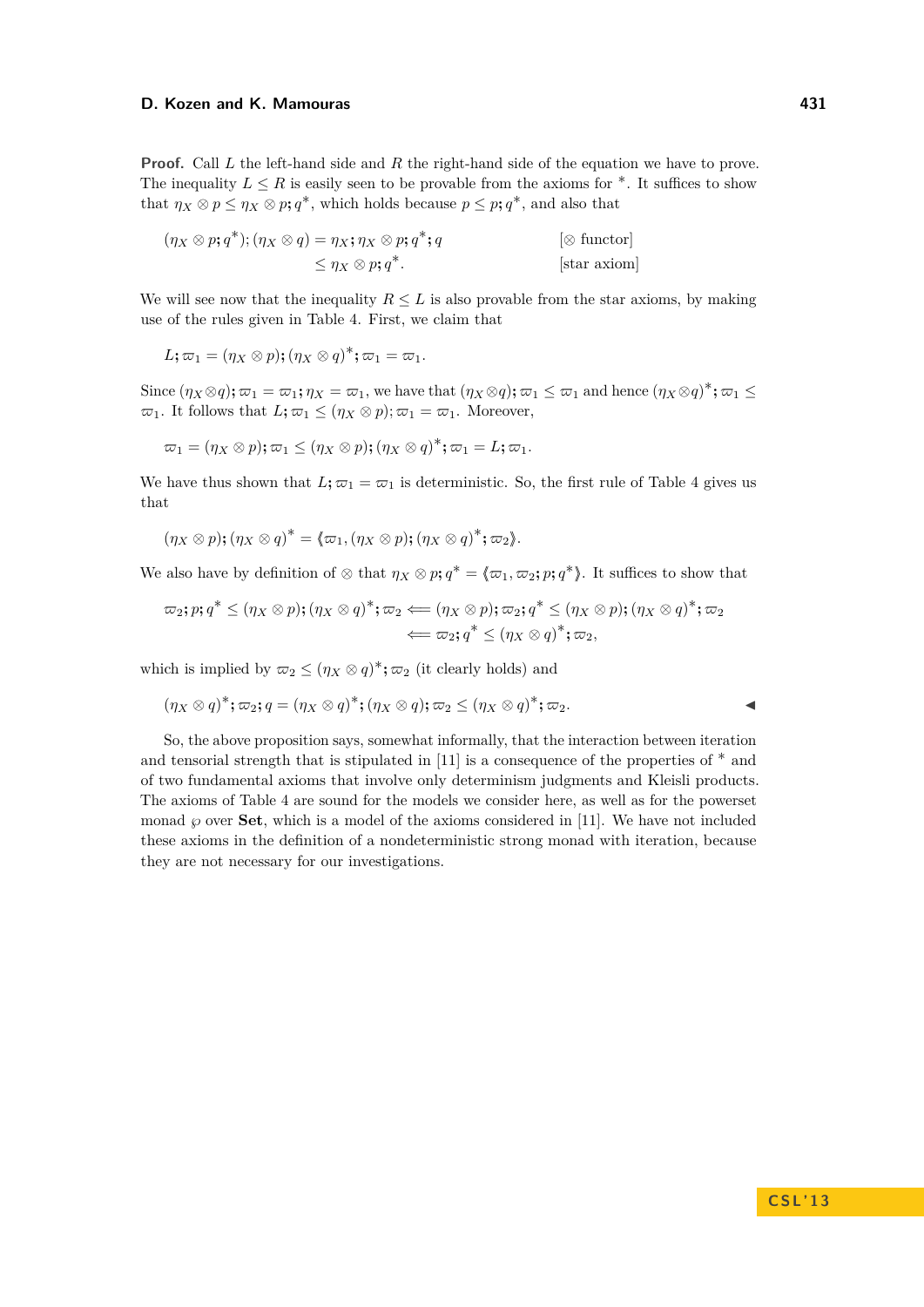**Proof.** Call $L$ the left-hand side and $R$ the right-hand side of the equation we have to prove. The inequality $L \leq R$ is easily seen to be provable from the axioms for $^*$. It suffices to show that $\eta_X \otimes p \leq \eta_X \otimes p; q^*$, which holds because $p \leq p; q^*$, and also that

$$
\begin{aligned}
(\eta_X \otimes p; q^*); (\eta_X \otimes q) &= \eta_X; \eta_X \otimes p; q^*; q && [\otimes \text{ functor}] \\
&\leq \eta_X \otimes p; q^*. && [\text{star axiom}]
\end{aligned}
$$

We will see now that the inequality $R \leq L$ is also provable from the star axioms, by making use of the rules given in Table 4. First, we claim that

$$L; \varpi_1 = (\eta_X \otimes p); (\eta_X \otimes q)^*; \varpi_1 = \varpi_1.$$

Since $(\eta_X \otimes q); \varpi_1 = \varpi_1; \eta_X = \varpi_1$, we have that $(\eta_X \otimes q); \varpi_1 \leq \varpi_1$ and hence $(\eta_X \otimes q)^*; \varpi_1 \leq \varpi_1$. It follows that $L; \varpi_1 \leq (\eta_X \otimes p); \varpi_1 = \varpi_1$. Moreover,

$$\varpi_1 = (\eta_X \otimes p); \varpi_1 \leq (\eta_X \otimes p); (\eta_X \otimes q)^*; \varpi_1 = L; \varpi_1.$$

We have thus shown that $L; \varpi_1 = \varpi_1$ is deterministic. So, the first rule of Table 4 gives us that

$$(\eta_X \otimes p); (\eta_X \otimes q)^* = \langle\!\langle \varpi_1, (\eta_X \otimes p); (\eta_X \otimes q)^*; \varpi_2 \rangle\!\rangle.$$

We also have by definition of $\otimes$ that $\eta_X \otimes p; q^* = \langle\!\langle \varpi_1, \varpi_2; p; q^* \rangle\!\rangle$. It suffices to show that

$$
\begin{aligned}
\varpi_2; p; q^* \leq (\eta_X \otimes p); (\eta_X \otimes q)^*; \varpi_2 &\Longleftarrow (\eta_X \otimes p); \varpi_2; q^* \leq (\eta_X \otimes p); (\eta_X \otimes q)^*; \varpi_2 \\
&\Longleftarrow \varpi_2; q^* \leq (\eta_X \otimes q)^*; \varpi_2,
\end{aligned}
$$

which is implied by $\varpi_2 \leq (\eta_X \otimes q)^*; \varpi_2$ (it clearly holds) and

$$(\eta_X \otimes q)^*; \varpi_2; q = (\eta_X \otimes q)^*; (\eta_X \otimes q); \varpi_2 \leq (\eta_X \otimes q)^*; \varpi_2. \qquad ◀$$

So, the above proposition says, somewhat informally, that the interaction between iteration and tensorial strength that is stipulated in [11] is a consequence of the properties of $^*$ and of two fundamental axioms that involve only determinism judgments and Kleisli products. The axioms of Table 4 are sound for the models we consider here, as well as for the powerset monad $\wp$ over **Set**, which is a model of the axioms considered in [11]. We have not included these axioms in the definition of a nondeterministic strong monad with iteration, because they are not necessary for our investigations.